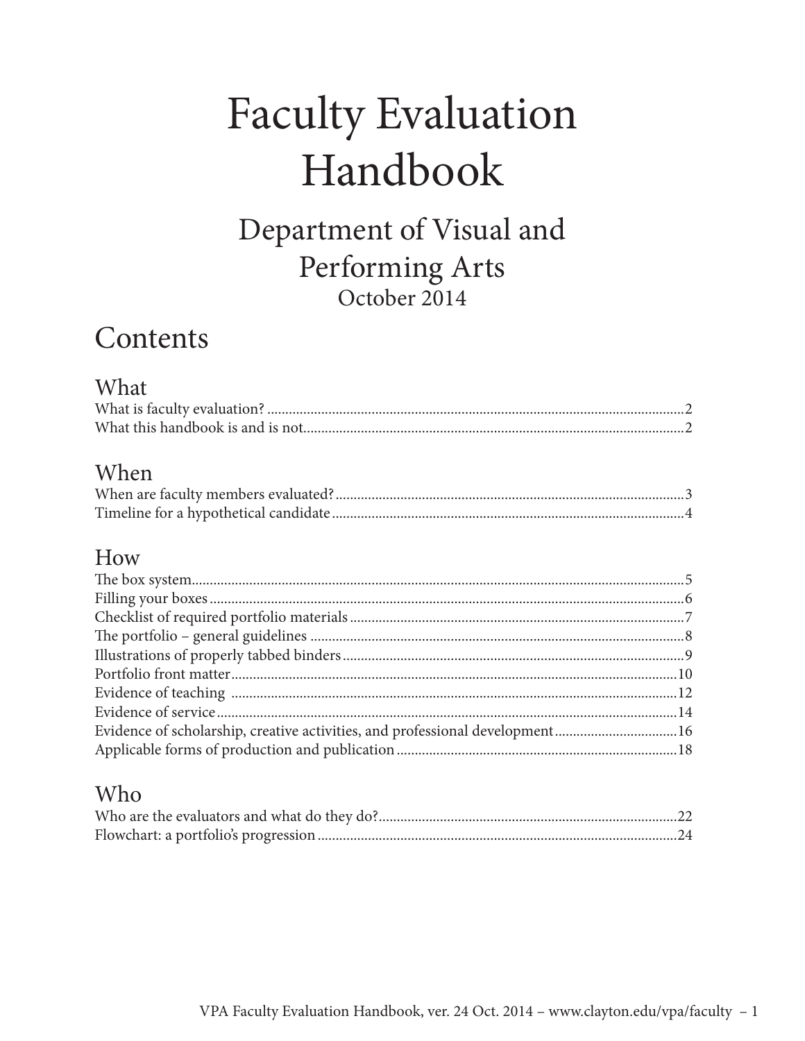# Faculty Evaluation Handbook

## Department of Visual and Performing Arts

October 2014

## Contents

### What

What is faculty evaluation? ....................................................................................................2
What this handbook is and is not..........................................................................................2

### When

When are faculty members evaluated?.................................................................................3
Timeline for a hypothetical candidate..................................................................................4

### How

The box system.........................................................................................................................5
Filling your boxes....................................................................................................................6
Checklist of required portfolio materials.............................................................................7
The portfolio – general guidelines........................................................................................8
Illustrations of properly tabbed binders..............................................................................9
Portfolio front matter............................................................................................................10
Evidence of teaching ............................................................................................................12
Evidence of service................................................................................................................14
Evidence of scholarship, creative activities, and professional development..................16
Applicable forms of production and publication..............................................................18

### Who

Who are the evaluators and what do they do?...................................................................22
Flowchart: a portfolio's progression...................................................................................24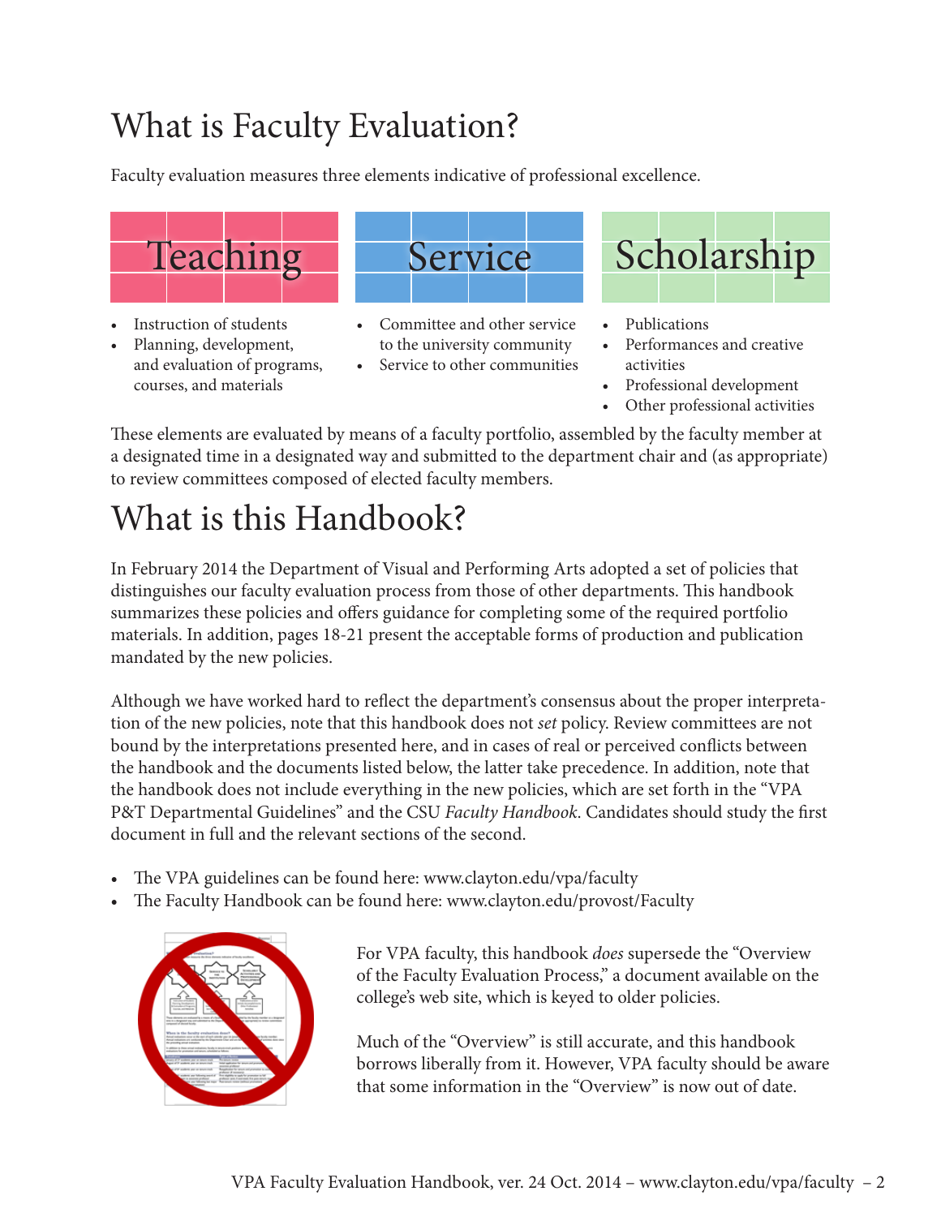# What is Faculty Evaluation?

Faculty evaluation measures three elements indicative of professional excellence.

## Teaching

- Instruction of students
- Planning, development, and evaluation of programs, courses, and materials

## Service

- Committee and other service to the university community
- Service to other communities

## Scholarship

- Publications
- Performances and creative activities
- Professional development
- Other professional activities

These elements are evaluated by means of a faculty portfolio, assembled by the faculty member at a designated time in a designated way and submitted to the department chair and (as appropriate) to review committees composed of elected faculty members.

# What is this Handbook?

In February 2014 the Department of Visual and Performing Arts adopted a set of policies that distinguishes our faculty evaluation process from those of other departments. This handbook summarizes these policies and offers guidance for completing some of the required portfolio materials. In addition, pages 18-21 present the acceptable forms of production and publication mandated by the new policies.

Although we have worked hard to reflect the department's consensus about the proper interpretation of the new policies, note that this handbook does not *set* policy. Review committees are not bound by the interpretations presented here, and in cases of real or perceived conflicts between the handbook and the documents listed below, the latter take precedence. In addition, note that the handbook does not include everything in the new policies, which are set forth in the "VPA P&T Departmental Guidelines" and the CSU *Faculty Handbook*. Candidates should study the first document in full and the relevant sections of the second.

- The VPA guidelines can be found here: www.clayton.edu/vpa/faculty
- The Faculty Handbook can be found here: www.clayton.edu/provost/Faculty

For VPA faculty, this handbook *does* supersede the "Overview of the Faculty Evaluation Process," a document available on the college's web site, which is keyed to older policies.

Much of the "Overview" is still accurate, and this handbook borrows liberally from it. However, VPA faculty should be aware that some information in the "Overview" is now out of date.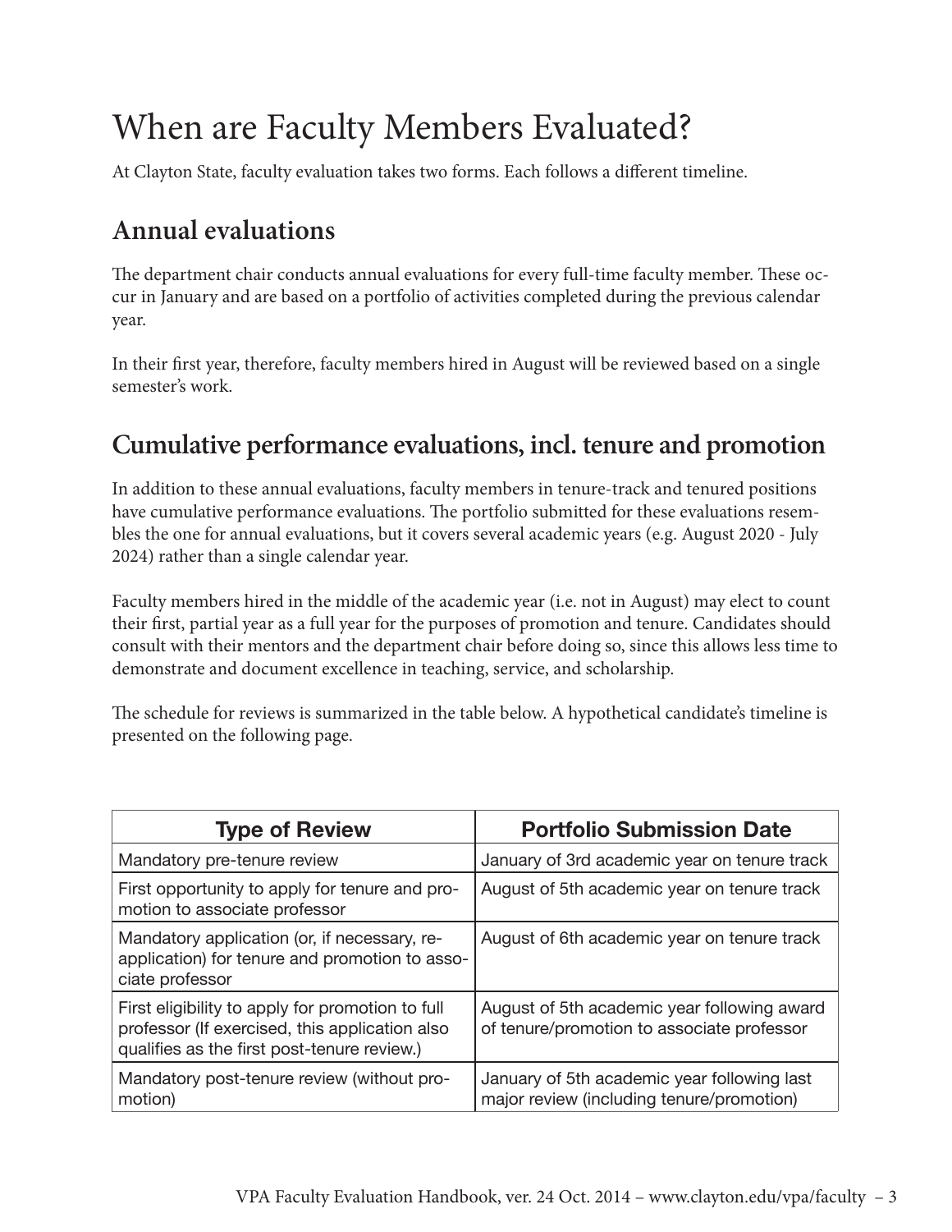# When are Faculty Members Evaluated?

At Clayton State, faculty evaluation takes two forms. Each follows a different timeline.

## Annual evaluations

The department chair conducts annual evaluations for every full-time faculty member. These occur in January and are based on a portfolio of activities completed during the previous calendar year.

In their first year, therefore, faculty members hired in August will be reviewed based on a single semester's work.

## Cumulative performance evaluations, incl. tenure and promotion

In addition to these annual evaluations, faculty members in tenure-track and tenured positions have cumulative performance evaluations. The portfolio submitted for these evaluations resembles the one for annual evaluations, but it covers several academic years (e.g. August 2020 - July 2024) rather than a single calendar year.

Faculty members hired in the middle of the academic year (i.e. not in August) may elect to count their first, partial year as a full year for the purposes of promotion and tenure. Candidates should consult with their mentors and the department chair before doing so, since this allows less time to demonstrate and document excellence in teaching, service, and scholarship.

The schedule for reviews is summarized in the table below. A hypothetical candidate's timeline is presented on the following page.

| Type of Review | Portfolio Submission Date |
| --- | --- |
| Mandatory pre-tenure review | January of 3rd academic year on tenure track |
| First opportunity to apply for tenure and promotion to associate professor | August of 5th academic year on tenure track |
| Mandatory application (or, if necessary, re-application) for tenure and promotion to associate professor | August of 6th academic year on tenure track |
| First eligibility to apply for promotion to full professor (If exercised, this application also qualifies as the first post-tenure review.) | August of 5th academic year following award of tenure/promotion to associate professor |
| Mandatory post-tenure review (without promotion) | January of 5th academic year following last major review (including tenure/promotion) |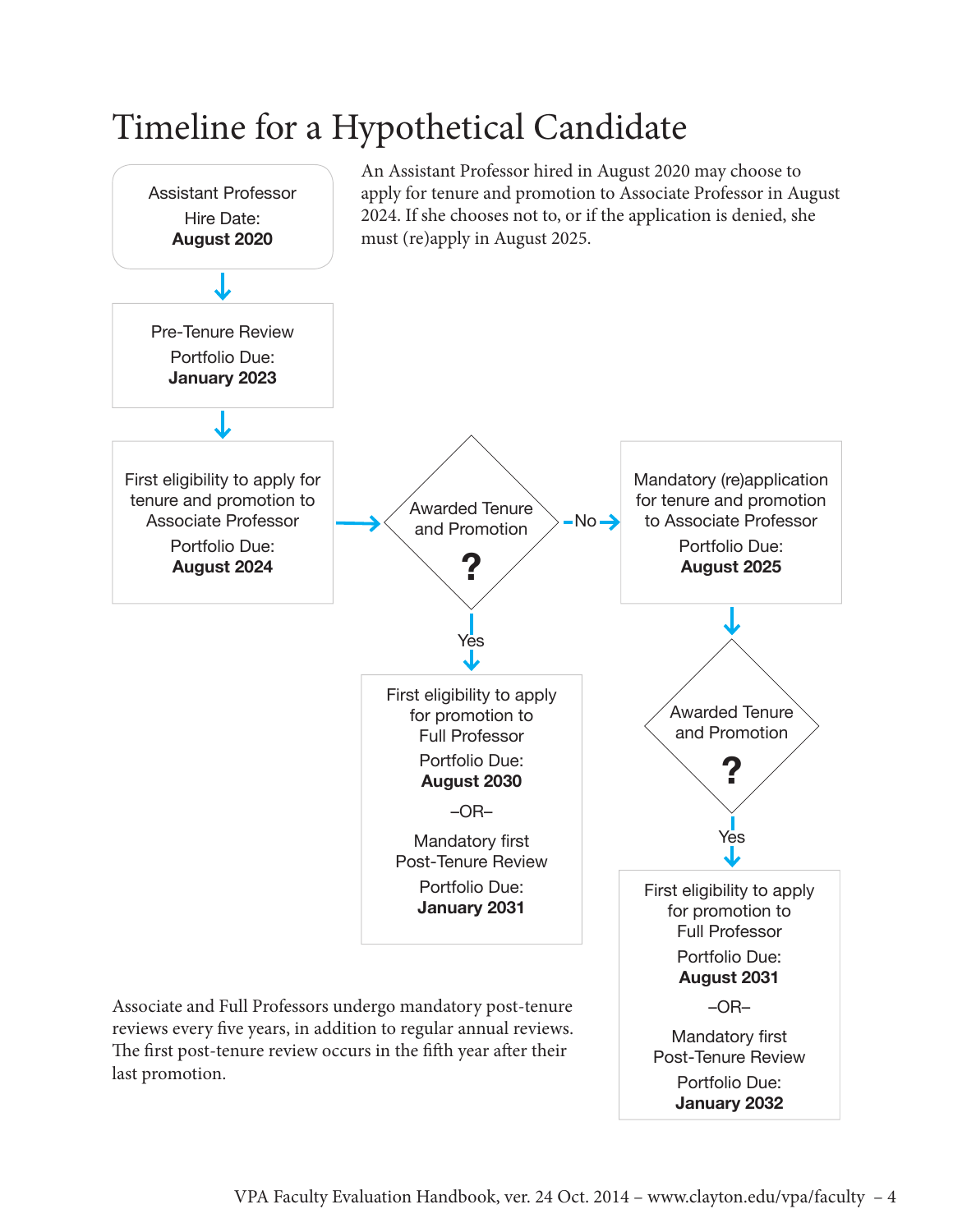# Timeline for a Hypothetical Candidate

An Assistant Professor hired in August 2020 may choose to apply for tenure and promotion to Associate Professor in August 2024. If she chooses not to, or if the application is denied, she must (re)apply in August 2025.

Assistant Professor
Hire Date:
**August 2020**

↓

Pre-Tenure Review
Portfolio Due:
**January 2023**

↓

First eligibility to apply for tenure and promotion to Associate Professor
Portfolio Due:
**August 2024**

→

Awarded Tenure and Promotion **?**

- **Yes** ↓

  First eligibility to apply for promotion to Full Professor
  Portfolio Due:
  **August 2030**

  –OR–

  Mandatory first Post-Tenure Review
  Portfolio Due:
  **January 2031**

- **No** →

  Mandatory (re)application for tenure and promotion to Associate Professor
  Portfolio Due:
  **August 2025**

  ↓

  Awarded Tenure and Promotion **?**

  **Yes** ↓

  First eligibility to apply for promotion to Full Professor
  Portfolio Due:
  **August 2031**

  –OR–

  Mandatory first Post-Tenure Review
  Portfolio Due:
  **January 2032**

Associate and Full Professors undergo mandatory post-tenure reviews every five years, in addition to regular annual reviews. The first post-tenure review occurs in the fifth year after their last promotion.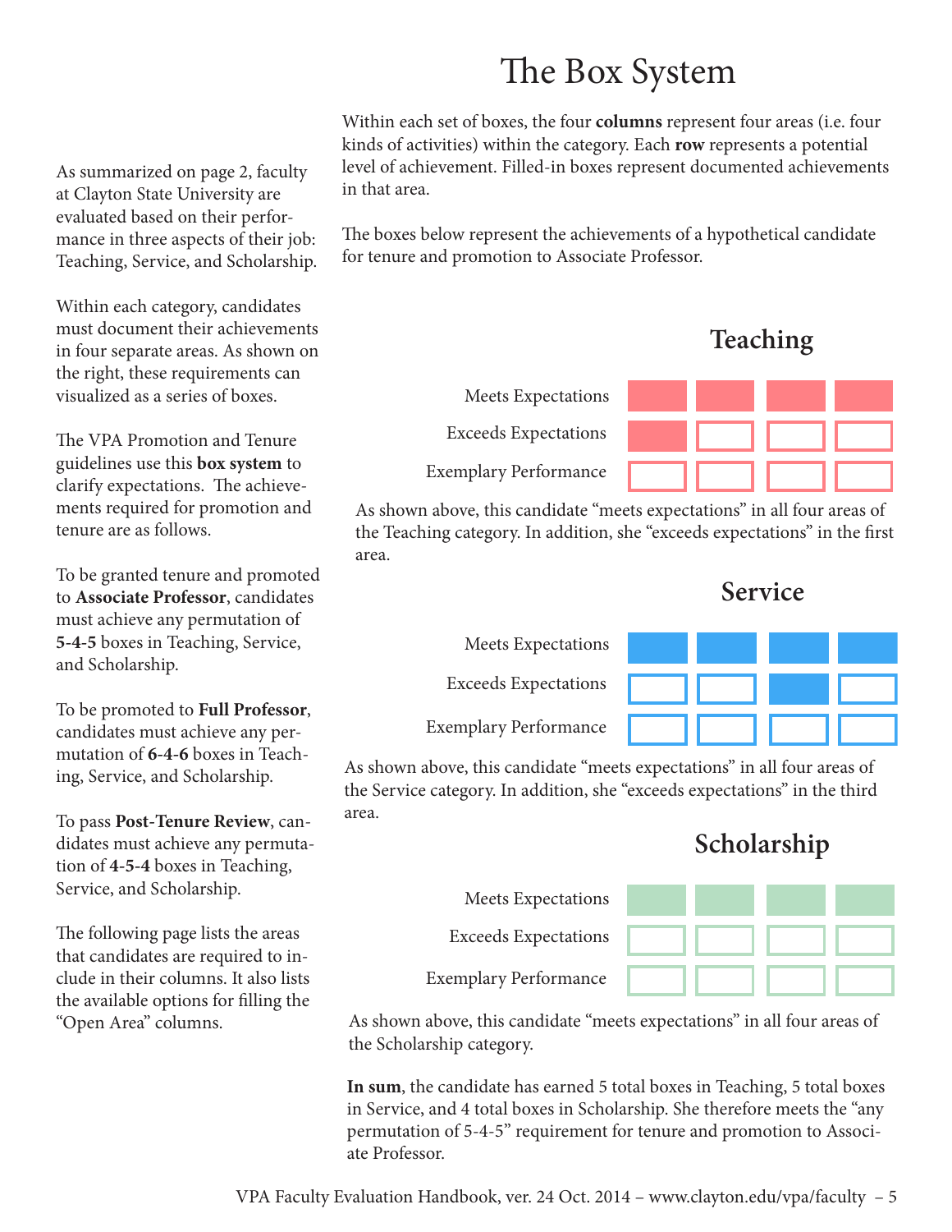# The Box System

As summarized on page 2, faculty at Clayton State University are evaluated based on their performance in three aspects of their job: Teaching, Service, and Scholarship.

Within each category, candidates must document their achievements in four separate areas. As shown on the right, these requirements can visualized as a series of boxes.

The VPA Promotion and Tenure guidelines use this **box system** to clarify expectations. The achievements required for promotion and tenure are as follows.

To be granted tenure and promoted to **Associate Professor**, candidates must achieve any permutation of **5-4-5** boxes in Teaching, Service, and Scholarship.

To be promoted to **Full Professor**, candidates must achieve any permutation of **6-4-6** boxes in Teaching, Service, and Scholarship.

To pass **Post-Tenure Review**, candidates must achieve any permutation of **4-5-4** boxes in Teaching, Service, and Scholarship.

The following page lists the areas that candidates are required to include in their columns. It also lists the available options for filling the "Open Area" columns.

Within each set of boxes, the four **columns** represent four areas (i.e. four kinds of activities) within the category. Each **row** represents a potential level of achievement. Filled-in boxes represent documented achievements in that area.

The boxes below represent the achievements of a hypothetical candidate for tenure and promotion to Associate Professor.

## Teaching

| | Area 1 | Area 2 | Area 3 | Area 4 |
|---|---|---|---|---|
| Meets Expectations | ■ | ■ | ■ | ■ |
| Exceeds Expectations | ■ | □ | □ | □ |
| Exemplary Performance | □ | □ | □ | □ |

As shown above, this candidate "meets expectations" in all four areas of the Teaching category. In addition, she "exceeds expectations" in the first area.

## Service

| | Area 1 | Area 2 | Area 3 | Area 4 |
|---|---|---|---|---|
| Meets Expectations | ■ | ■ | ■ | ■ |
| Exceeds Expectations | □ | □ | ■ | □ |
| Exemplary Performance | □ | □ | □ | □ |

As shown above, this candidate "meets expectations" in all four areas of the Service category. In addition, she "exceeds expectations" in the third area.

## Scholarship

| | Area 1 | Area 2 | Area 3 | Area 4 |
|---|---|---|---|---|
| Meets Expectations | ■ | ■ | ■ | ■ |
| Exceeds Expectations | □ | □ | □ | □ |
| Exemplary Performance | □ | □ | □ | □ |

As shown above, this candidate "meets expectations" in all four areas of the Scholarship category.

**In sum**, the candidate has earned 5 total boxes in Teaching, 5 total boxes in Service, and 4 total boxes in Scholarship. She therefore meets the "any permutation of 5-4-5" requirement for tenure and promotion to Associate Professor.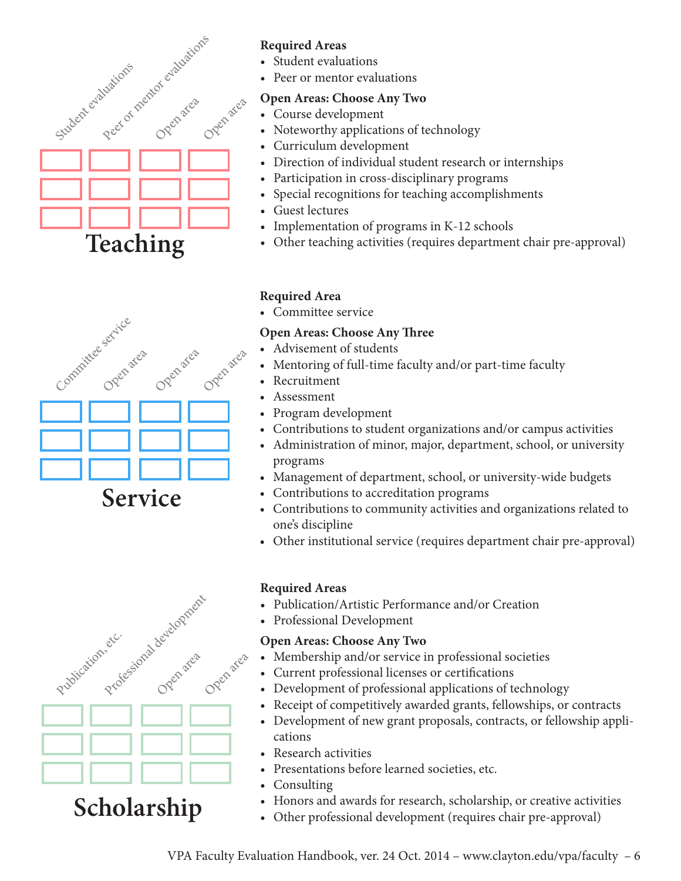Student evaluations | Peer or mentor evaluations | Open area | Open area

## Teaching

**Required Areas**

- Student evaluations
- Peer or mentor evaluations

**Open Areas: Choose Any Two**

- Course development
- Noteworthy applications of technology
- Curriculum development
- Direction of individual student research or internships
- Participation in cross-disciplinary programs
- Special recognitions for teaching accomplishments
- Guest lectures
- Implementation of programs in K-12 schools
- Other teaching activities (requires department chair pre-approval)

Committee service | Open area | Open area | Open area

## Service

**Required Area**

- Committee service

**Open Areas: Choose Any Three**

- Advisement of students
- Mentoring of full-time faculty and/or part-time faculty
- Recruitment
- Assessment
- Program development
- Contributions to student organizations and/or campus activities
- Administration of minor, major, department, school, or university programs
- Management of department, school, or university-wide budgets
- Contributions to accreditation programs
- Contributions to community activities and organizations related to one's discipline
- Other institutional service (requires department chair pre-approval)

Publication, etc. | Professional development | Open area | Open area

## Scholarship

**Required Areas**

- Publication/Artistic Performance and/or Creation
- Professional Development

**Open Areas: Choose Any Two**

- Membership and/or service in professional societies
- Current professional licenses or certifications
- Development of professional applications of technology
- Receipt of competitively awarded grants, fellowships, or contracts
- Development of new grant proposals, contracts, or fellowship applications
- Research activities
- Presentations before learned societies, etc.
- Consulting
- Honors and awards for research, scholarship, or creative activities
- Other professional development (requires chair pre-approval)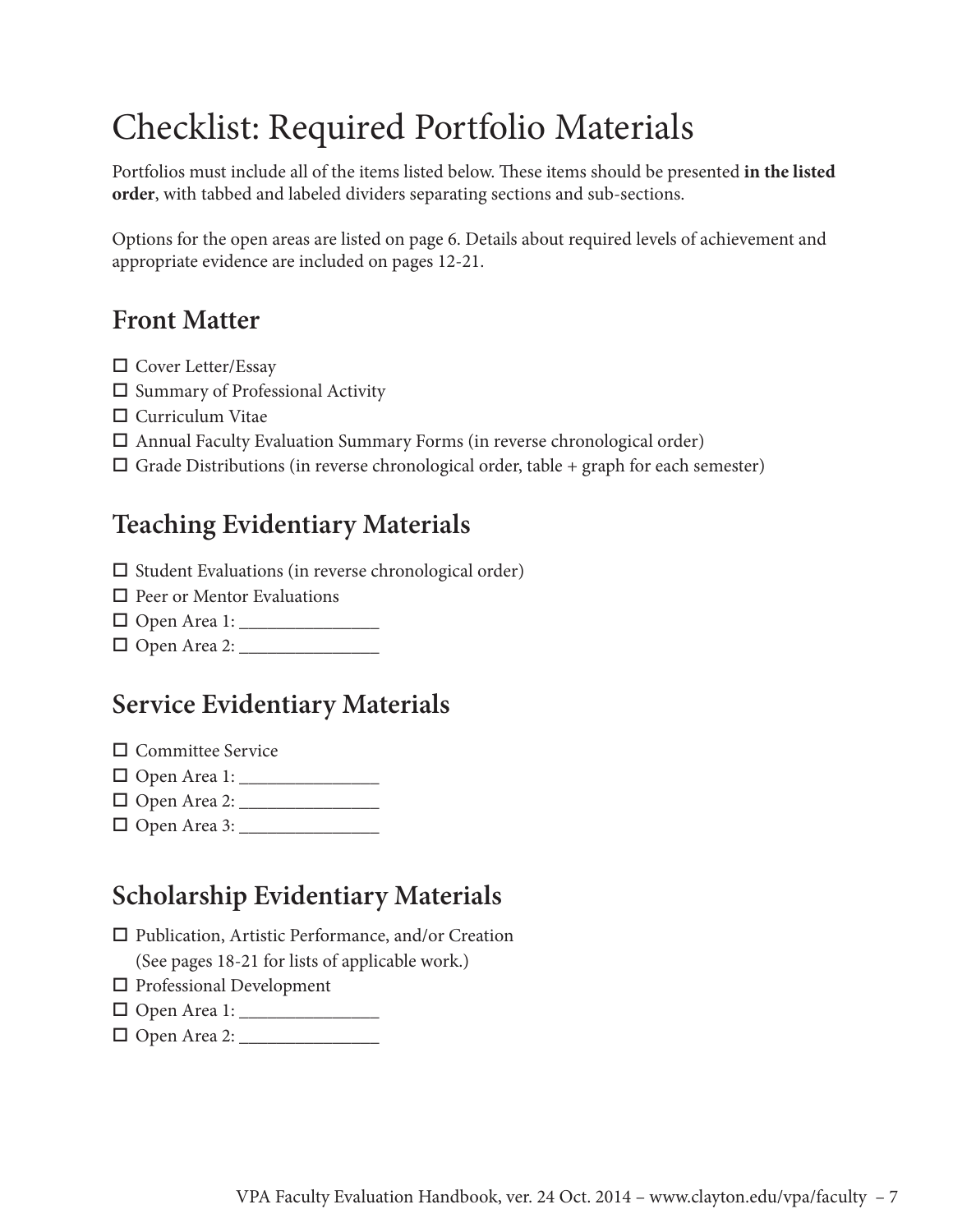# Checklist: Required Portfolio Materials

Portfolios must include all of the items listed below. These items should be presented **in the listed order**, with tabbed and labeled dividers separating sections and sub-sections.

Options for the open areas are listed on page 6. Details about required levels of achievement and appropriate evidence are included on pages 12-21.

## Front Matter

- ☐ Cover Letter/Essay
- ☐ Summary of Professional Activity
- ☐ Curriculum Vitae
- ☐ Annual Faculty Evaluation Summary Forms (in reverse chronological order)
- ☐ Grade Distributions (in reverse chronological order, table + graph for each semester)

## Teaching Evidentiary Materials

- ☐ Student Evaluations (in reverse chronological order)
- ☐ Peer or Mentor Evaluations
- ☐ Open Area 1: _______________
- ☐ Open Area 2: _______________

## Service Evidentiary Materials

- ☐ Committee Service
- ☐ Open Area 1: _______________
- ☐ Open Area 2: _______________
- ☐ Open Area 3: _______________

## Scholarship Evidentiary Materials

- ☐ Publication, Artistic Performance, and/or Creation
  (See pages 18-21 for lists of applicable work.)
- ☐ Professional Development
- ☐ Open Area 1: _______________
- ☐ Open Area 2: _______________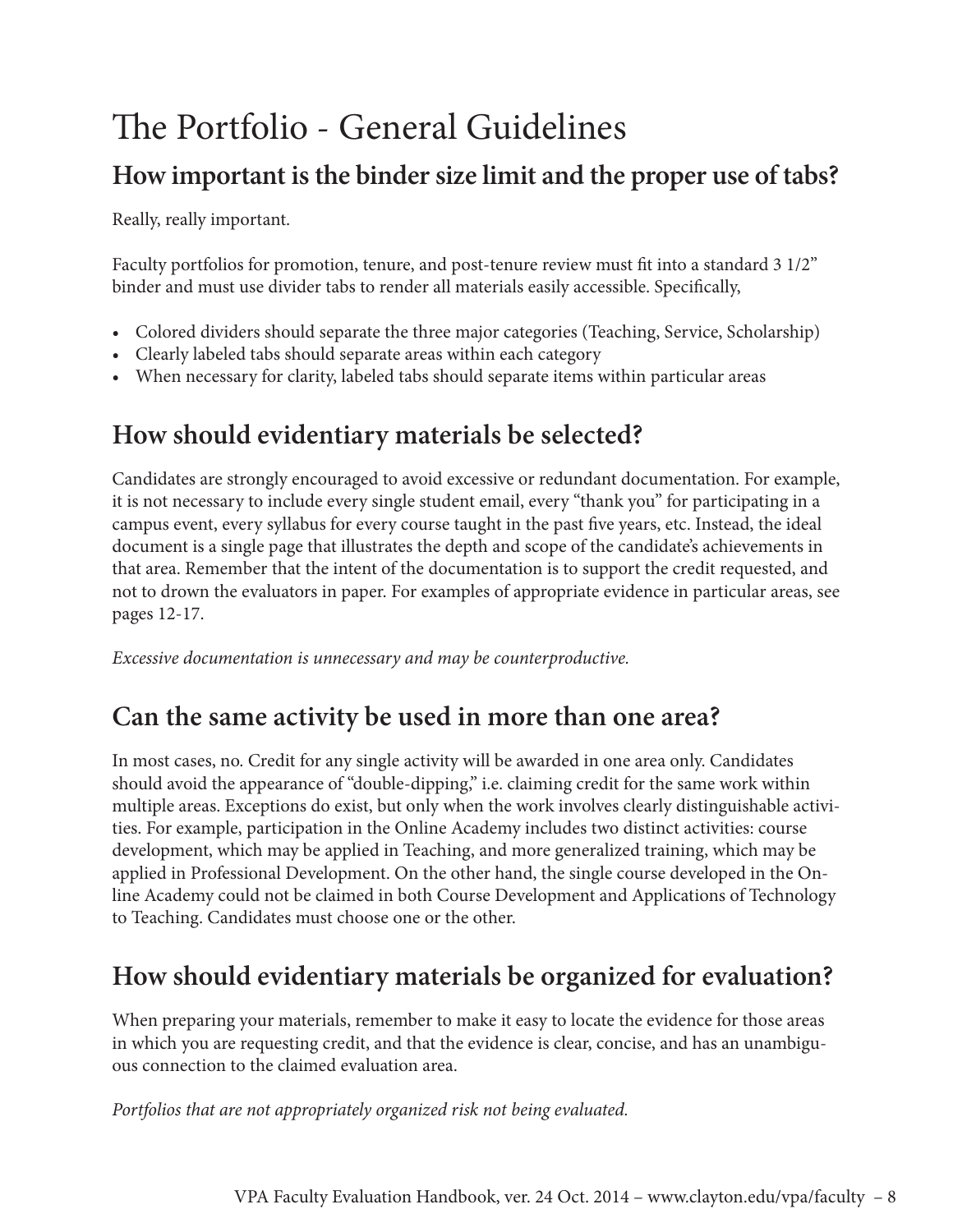# The Portfolio - General Guidelines

## How important is the binder size limit and the proper use of tabs?

Really, really important.

Faculty portfolios for promotion, tenure, and post-tenure review must fit into a standard 3 1/2" binder and must use divider tabs to render all materials easily accessible. Specifically,

- Colored dividers should separate the three major categories (Teaching, Service, Scholarship)
- Clearly labeled tabs should separate areas within each category
- When necessary for clarity, labeled tabs should separate items within particular areas

## How should evidentiary materials be selected?

Candidates are strongly encouraged to avoid excessive or redundant documentation. For example, it is not necessary to include every single student email, every "thank you" for participating in a campus event, every syllabus for every course taught in the past five years, etc. Instead, the ideal document is a single page that illustrates the depth and scope of the candidate's achievements in that area. Remember that the intent of the documentation is to support the credit requested, and not to drown the evaluators in paper. For examples of appropriate evidence in particular areas, see pages 12-17.

*Excessive documentation is unnecessary and may be counterproductive.*

## Can the same activity be used in more than one area?

In most cases, no. Credit for any single activity will be awarded in one area only. Candidates should avoid the appearance of "double-dipping," i.e. claiming credit for the same work within multiple areas. Exceptions do exist, but only when the work involves clearly distinguishable activities. For example, participation in the Online Academy includes two distinct activities: course development, which may be applied in Teaching, and more generalized training, which may be applied in Professional Development. On the other hand, the single course developed in the Online Academy could not be claimed in both Course Development and Applications of Technology to Teaching. Candidates must choose one or the other.

## How should evidentiary materials be organized for evaluation?

When preparing your materials, remember to make it easy to locate the evidence for those areas in which you are requesting credit, and that the evidence is clear, concise, and has an unambiguous connection to the claimed evaluation area.

*Portfolios that are not appropriately organized risk not being evaluated.*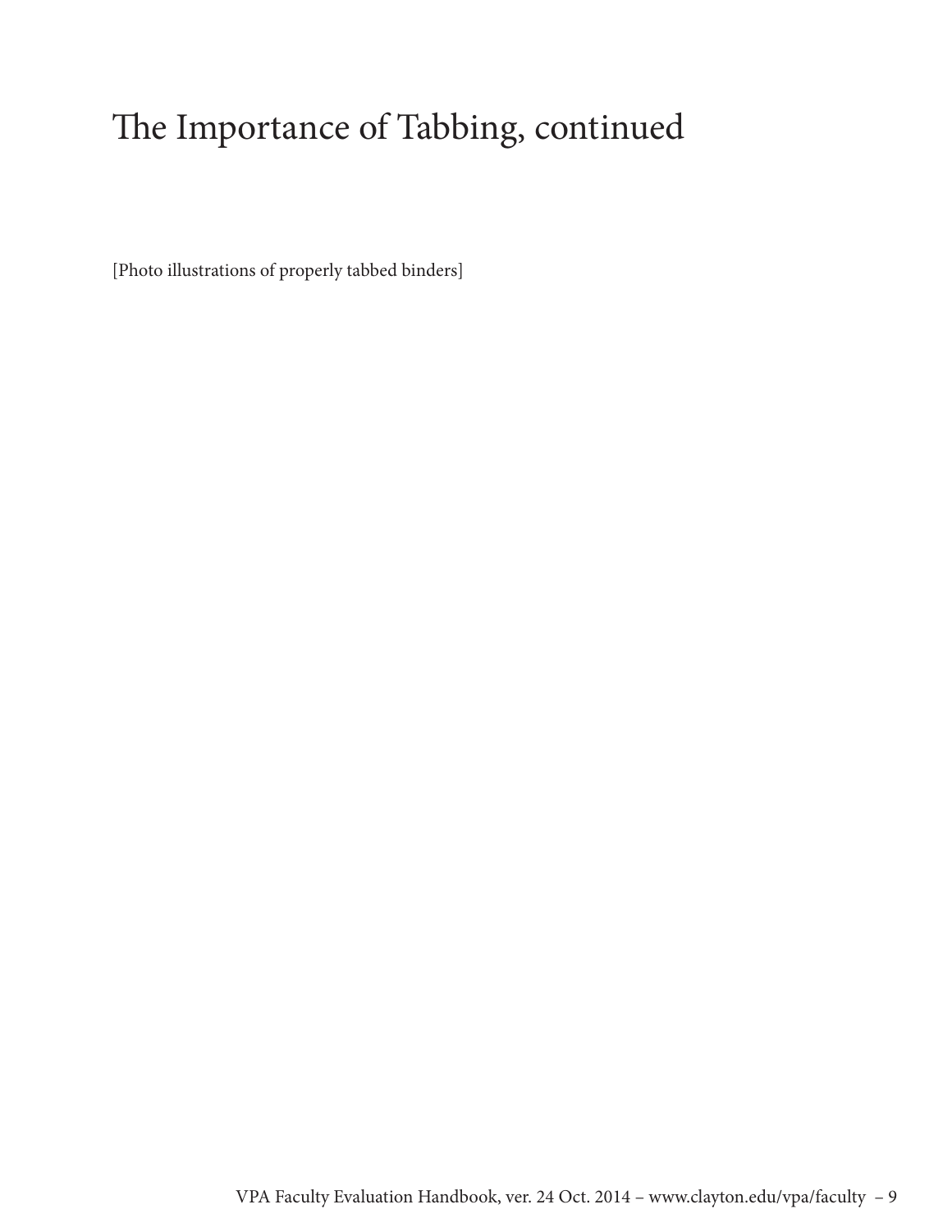# The Importance of Tabbing, continued

[Photo illustrations of properly tabbed binders]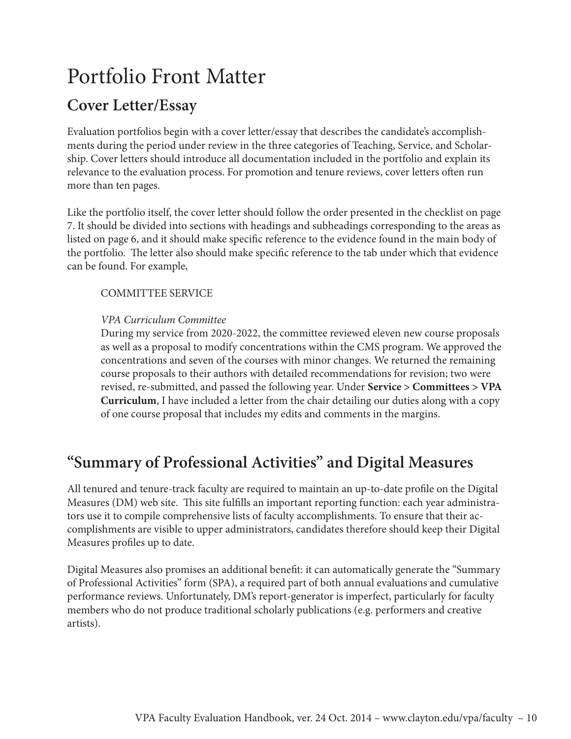# Portfolio Front Matter

## Cover Letter/Essay

Evaluation portfolios begin with a cover letter/essay that describes the candidate's accomplishments during the period under review in the three categories of Teaching, Service, and Scholarship. Cover letters should introduce all documentation included in the portfolio and explain its relevance to the evaluation process. For promotion and tenure reviews, cover letters often run more than ten pages.

Like the portfolio itself, the cover letter should follow the order presented in the checklist on page 7. It should be divided into sections with headings and subheadings corresponding to the areas as listed on page 6, and it should make specific reference to the evidence found in the main body of the portfolio. The letter also should make specific reference to the tab under which that evidence can be found. For example,

> COMMITTEE SERVICE
>
> *VPA Curriculum Committee*
> During my service from 2020-2022, the committee reviewed eleven new course proposals as well as a proposal to modify concentrations within the CMS program. We approved the concentrations and seven of the courses with minor changes. We returned the remaining course proposals to their authors with detailed recommendations for revision; two were revised, re-submitted, and passed the following year. Under **Service > Committees > VPA Curriculum**, I have included a letter from the chair detailing our duties along with a copy of one course proposal that includes my edits and comments in the margins.

## "Summary of Professional Activities" and Digital Measures

All tenured and tenure-track faculty are required to maintain an up-to-date profile on the Digital Measures (DM) web site. This site fulfills an important reporting function: each year administrators use it to compile comprehensive lists of faculty accomplishments. To ensure that their accomplishments are visible to upper administrators, candidates therefore should keep their Digital Measures profiles up to date.

Digital Measures also promises an additional benefit: it can automatically generate the "Summary of Professional Activities" form (SPA), a required part of both annual evaluations and cumulative performance reviews. Unfortunately, DM's report-generator is imperfect, particularly for faculty members who do not produce traditional scholarly publications (e.g. performers and creative artists).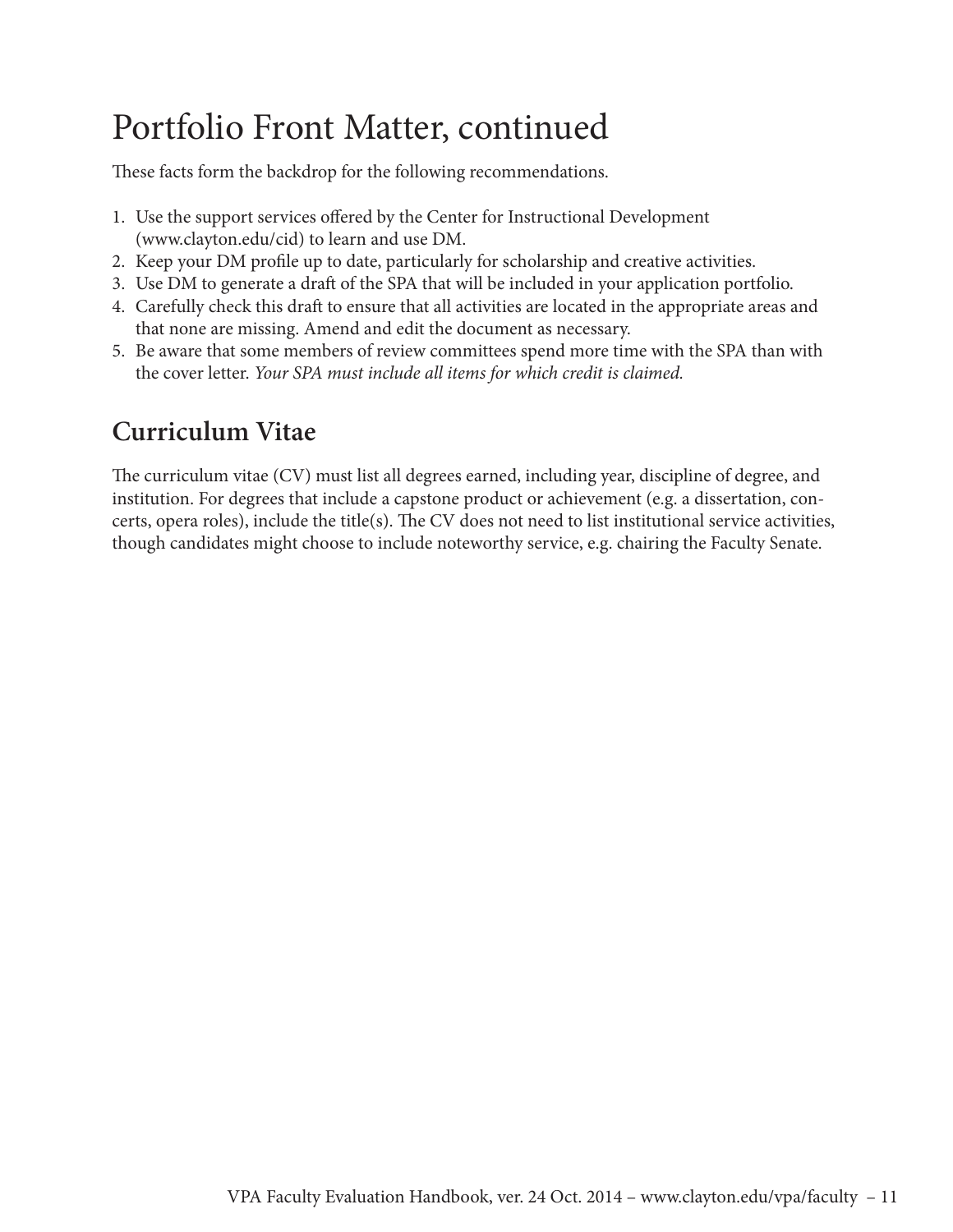# Portfolio Front Matter, continued

These facts form the backdrop for the following recommendations.

1. Use the support services offered by the Center for Instructional Development (www.clayton.edu/cid) to learn and use DM.
2. Keep your DM profile up to date, particularly for scholarship and creative activities.
3. Use DM to generate a draft of the SPA that will be included in your application portfolio.
4. Carefully check this draft to ensure that all activities are located in the appropriate areas and that none are missing. Amend and edit the document as necessary.
5. Be aware that some members of review committees spend more time with the SPA than with the cover letter. *Your SPA must include all items for which credit is claimed.*

## Curriculum Vitae

The curriculum vitae (CV) must list all degrees earned, including year, discipline of degree, and institution. For degrees that include a capstone product or achievement (e.g. a dissertation, concerts, opera roles), include the title(s). The CV does not need to list institutional service activities, though candidates might choose to include noteworthy service, e.g. chairing the Faculty Senate.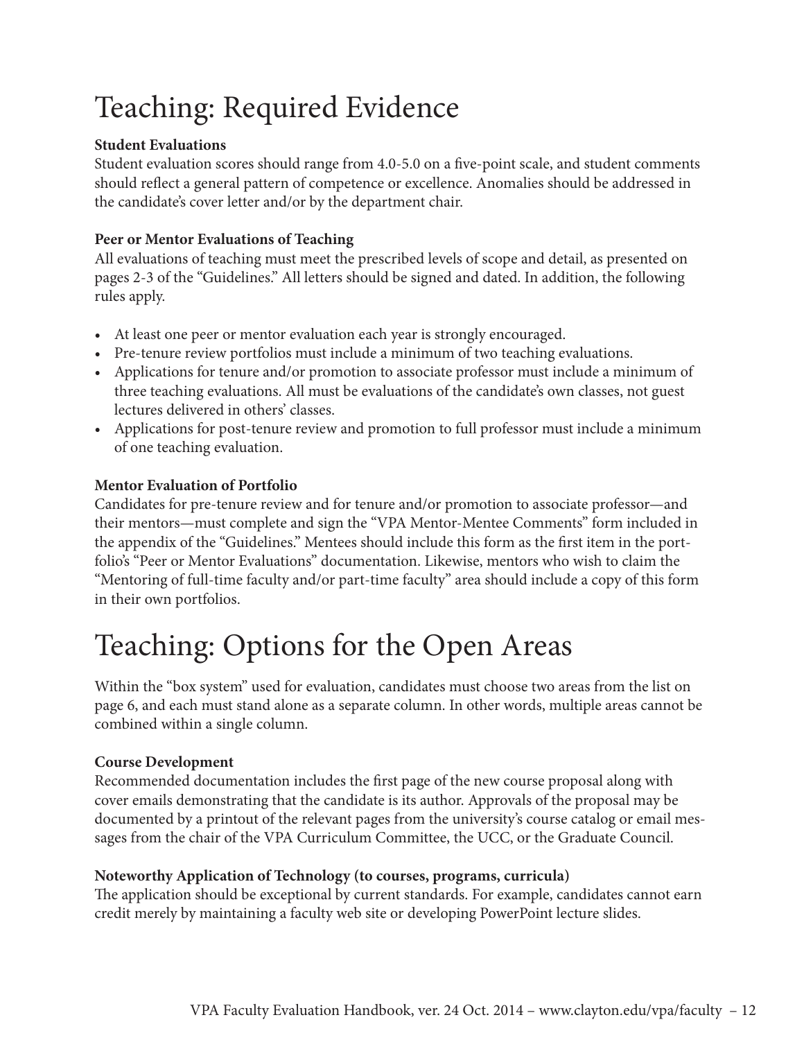# Teaching: Required Evidence

**Student Evaluations**

Student evaluation scores should range from 4.0-5.0 on a five-point scale, and student comments should reflect a general pattern of competence or excellence. Anomalies should be addressed in the candidate's cover letter and/or by the department chair.

**Peer or Mentor Evaluations of Teaching**

All evaluations of teaching must meet the prescribed levels of scope and detail, as presented on pages 2-3 of the "Guidelines." All letters should be signed and dated. In addition, the following rules apply.

- At least one peer or mentor evaluation each year is strongly encouraged.
- Pre-tenure review portfolios must include a minimum of two teaching evaluations.
- Applications for tenure and/or promotion to associate professor must include a minimum of three teaching evaluations. All must be evaluations of the candidate's own classes, not guest lectures delivered in others' classes.
- Applications for post-tenure review and promotion to full professor must include a minimum of one teaching evaluation.

**Mentor Evaluation of Portfolio**

Candidates for pre-tenure review and for tenure and/or promotion to associate professor—and their mentors—must complete and sign the "VPA Mentor-Mentee Comments" form included in the appendix of the "Guidelines." Mentees should include this form as the first item in the portfolio's "Peer or Mentor Evaluations" documentation. Likewise, mentors who wish to claim the "Mentoring of full-time faculty and/or part-time faculty" area should include a copy of this form in their own portfolios.

# Teaching: Options for the Open Areas

Within the "box system" used for evaluation, candidates must choose two areas from the list on page 6, and each must stand alone as a separate column. In other words, multiple areas cannot be combined within a single column.

**Course Development**

Recommended documentation includes the first page of the new course proposal along with cover emails demonstrating that the candidate is its author. Approvals of the proposal may be documented by a printout of the relevant pages from the university's course catalog or email messages from the chair of the VPA Curriculum Committee, the UCC, or the Graduate Council.

**Noteworthy Application of Technology (to courses, programs, curricula)**

The application should be exceptional by current standards. For example, candidates cannot earn credit merely by maintaining a faculty web site or developing PowerPoint lecture slides.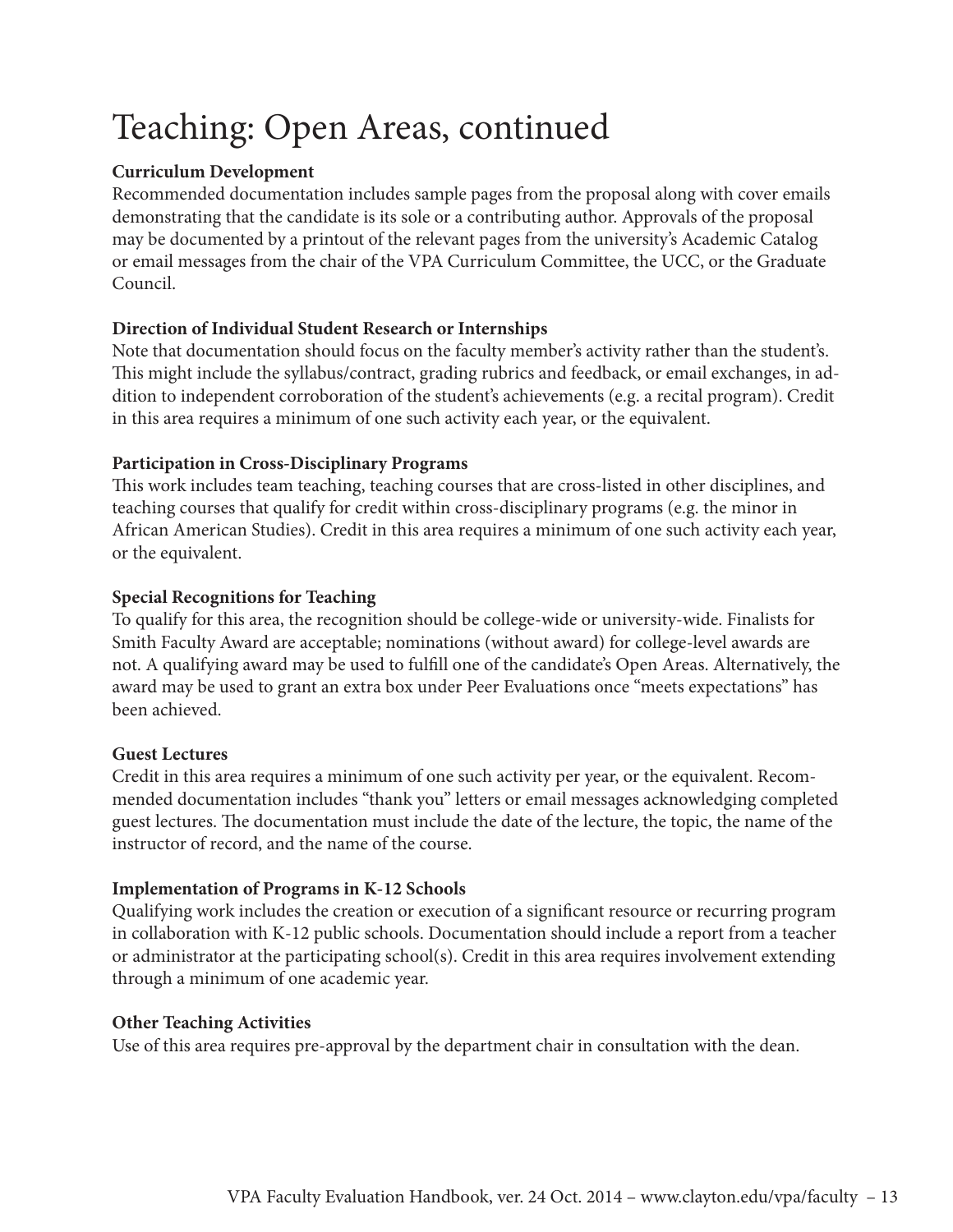# Teaching: Open Areas, continued

**Curriculum Development**

Recommended documentation includes sample pages from the proposal along with cover emails demonstrating that the candidate is its sole or a contributing author. Approvals of the proposal may be documented by a printout of the relevant pages from the university's Academic Catalog or email messages from the chair of the VPA Curriculum Committee, the UCC, or the Graduate Council.

**Direction of Individual Student Research or Internships**

Note that documentation should focus on the faculty member's activity rather than the student's. This might include the syllabus/contract, grading rubrics and feedback, or email exchanges, in addition to independent corroboration of the student's achievements (e.g. a recital program). Credit in this area requires a minimum of one such activity each year, or the equivalent.

**Participation in Cross-Disciplinary Programs**

This work includes team teaching, teaching courses that are cross-listed in other disciplines, and teaching courses that qualify for credit within cross-disciplinary programs (e.g. the minor in African American Studies). Credit in this area requires a minimum of one such activity each year, or the equivalent.

**Special Recognitions for Teaching**

To qualify for this area, the recognition should be college-wide or university-wide. Finalists for Smith Faculty Award are acceptable; nominations (without award) for college-level awards are not. A qualifying award may be used to fulfill one of the candidate's Open Areas. Alternatively, the award may be used to grant an extra box under Peer Evaluations once "meets expectations" has been achieved.

**Guest Lectures**

Credit in this area requires a minimum of one such activity per year, or the equivalent. Recommended documentation includes "thank you" letters or email messages acknowledging completed guest lectures. The documentation must include the date of the lecture, the topic, the name of the instructor of record, and the name of the course.

**Implementation of Programs in K-12 Schools**

Qualifying work includes the creation or execution of a significant resource or recurring program in collaboration with K-12 public schools. Documentation should include a report from a teacher or administrator at the participating school(s). Credit in this area requires involvement extending through a minimum of one academic year.

**Other Teaching Activities**

Use of this area requires pre-approval by the department chair in consultation with the dean.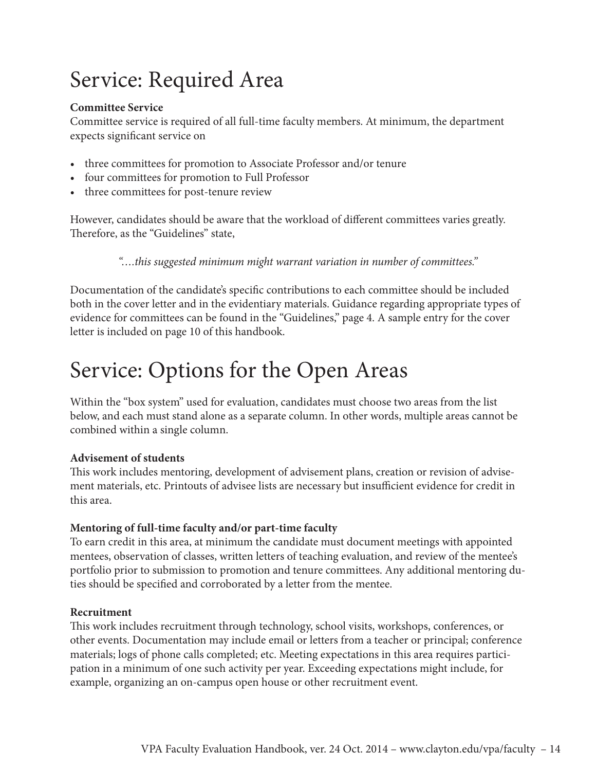# Service: Required Area

**Committee Service**

Committee service is required of all full-time faculty members. At minimum, the department expects significant service on

- three committees for promotion to Associate Professor and/or tenure
- four committees for promotion to Full Professor
- three committees for post-tenure review

However, candidates should be aware that the workload of different committees varies greatly. Therefore, as the "Guidelines" state,

> *"….this suggested minimum might warrant variation in number of committees."*

Documentation of the candidate's specific contributions to each committee should be included both in the cover letter and in the evidentiary materials. Guidance regarding appropriate types of evidence for committees can be found in the "Guidelines," page 4. A sample entry for the cover letter is included on page 10 of this handbook.

# Service: Options for the Open Areas

Within the "box system" used for evaluation, candidates must choose two areas from the list below, and each must stand alone as a separate column. In other words, multiple areas cannot be combined within a single column.

**Advisement of students**

This work includes mentoring, development of advisement plans, creation or revision of advisement materials, etc. Printouts of advisee lists are necessary but insufficient evidence for credit in this area.

**Mentoring of full-time faculty and/or part-time faculty**

To earn credit in this area, at minimum the candidate must document meetings with appointed mentees, observation of classes, written letters of teaching evaluation, and review of the mentee's portfolio prior to submission to promotion and tenure committees. Any additional mentoring duties should be specified and corroborated by a letter from the mentee.

**Recruitment**

This work includes recruitment through technology, school visits, workshops, conferences, or other events. Documentation may include email or letters from a teacher or principal; conference materials; logs of phone calls completed; etc. Meeting expectations in this area requires participation in a minimum of one such activity per year. Exceeding expectations might include, for example, organizing an on-campus open house or other recruitment event.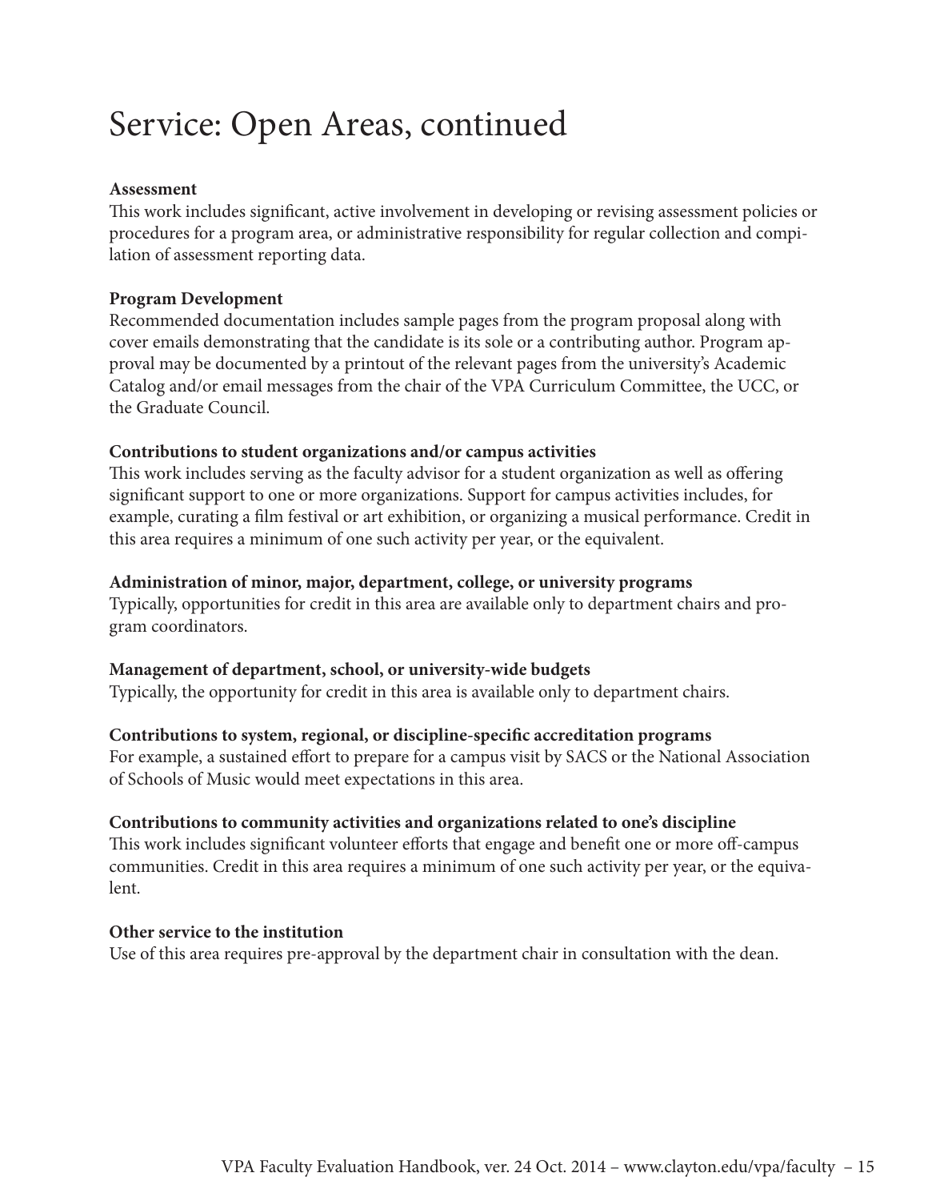# Service: Open Areas, continued

**Assessment**
This work includes significant, active involvement in developing or revising assessment policies or procedures for a program area, or administrative responsibility for regular collection and compilation of assessment reporting data.

**Program Development**
Recommended documentation includes sample pages from the program proposal along with cover emails demonstrating that the candidate is its sole or a contributing author. Program approval may be documented by a printout of the relevant pages from the university's Academic Catalog and/or email messages from the chair of the VPA Curriculum Committee, the UCC, or the Graduate Council.

**Contributions to student organizations and/or campus activities**
This work includes serving as the faculty advisor for a student organization as well as offering significant support to one or more organizations. Support for campus activities includes, for example, curating a film festival or art exhibition, or organizing a musical performance. Credit in this area requires a minimum of one such activity per year, or the equivalent.

**Administration of minor, major, department, college, or university programs**
Typically, opportunities for credit in this area are available only to department chairs and program coordinators.

**Management of department, school, or university-wide budgets**
Typically, the opportunity for credit in this area is available only to department chairs.

**Contributions to system, regional, or discipline-specific accreditation programs**
For example, a sustained effort to prepare for a campus visit by SACS or the National Association of Schools of Music would meet expectations in this area.

**Contributions to community activities and organizations related to one's discipline**
This work includes significant volunteer efforts that engage and benefit one or more off-campus communities. Credit in this area requires a minimum of one such activity per year, or the equivalent.

**Other service to the institution**
Use of this area requires pre-approval by the department chair in consultation with the dean.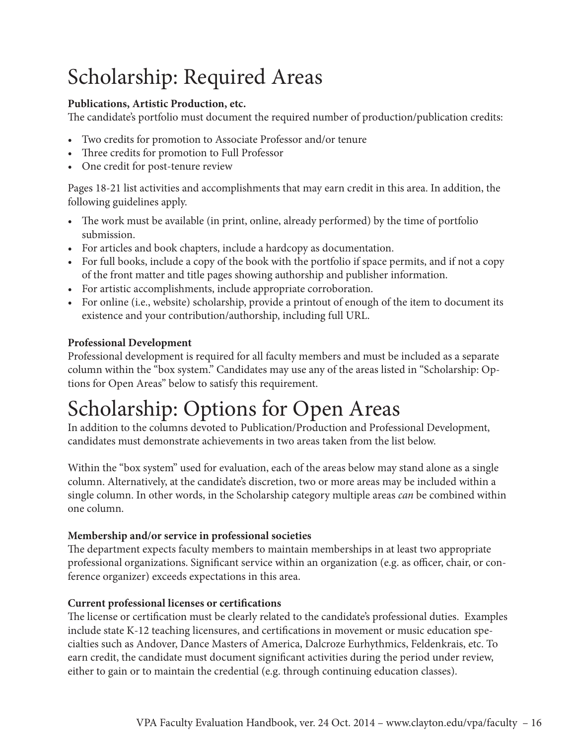# Scholarship: Required Areas

**Publications, Artistic Production, etc.**
The candidate's portfolio must document the required number of production/publication credits:

- Two credits for promotion to Associate Professor and/or tenure
- Three credits for promotion to Full Professor
- One credit for post-tenure review

Pages 18-21 list activities and accomplishments that may earn credit in this area. In addition, the following guidelines apply.

- The work must be available (in print, online, already performed) by the time of portfolio submission.
- For articles and book chapters, include a hardcopy as documentation.
- For full books, include a copy of the book with the portfolio if space permits, and if not a copy of the front matter and title pages showing authorship and publisher information.
- For artistic accomplishments, include appropriate corroboration.
- For online (i.e., website) scholarship, provide a printout of enough of the item to document its existence and your contribution/authorship, including full URL.

**Professional Development**
Professional development is required for all faculty members and must be included as a separate column within the "box system." Candidates may use any of the areas listed in "Scholarship: Options for Open Areas" below to satisfy this requirement.

# Scholarship: Options for Open Areas

In addition to the columns devoted to Publication/Production and Professional Development, candidates must demonstrate achievements in two areas taken from the list below.

Within the "box system" used for evaluation, each of the areas below may stand alone as a single column. Alternatively, at the candidate's discretion, two or more areas may be included within a single column. In other words, in the Scholarship category multiple areas *can* be combined within one column.

**Membership and/or service in professional societies**
The department expects faculty members to maintain memberships in at least two appropriate professional organizations. Significant service within an organization (e.g. as officer, chair, or conference organizer) exceeds expectations in this area.

**Current professional licenses or certifications**
The license or certification must be clearly related to the candidate's professional duties. Examples include state K-12 teaching licensures, and certifications in movement or music education specialties such as Andover, Dance Masters of America, Dalcroze Eurhythmics, Feldenkrais, etc. To earn credit, the candidate must document significant activities during the period under review, either to gain or to maintain the credential (e.g. through continuing education classes).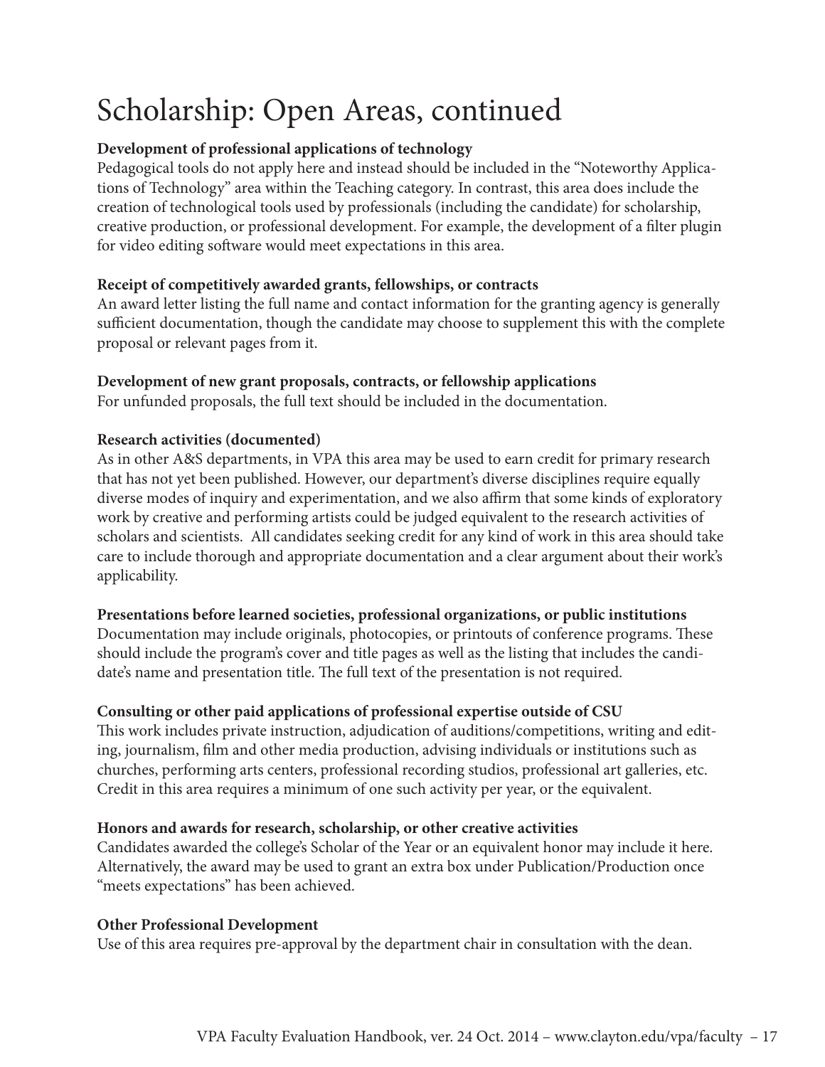# Scholarship: Open Areas, continued

**Development of professional applications of technology**

Pedagogical tools do not apply here and instead should be included in the "Noteworthy Applications of Technology" area within the Teaching category. In contrast, this area does include the creation of technological tools used by professionals (including the candidate) for scholarship, creative production, or professional development. For example, the development of a filter plugin for video editing software would meet expectations in this area.

**Receipt of competitively awarded grants, fellowships, or contracts**

An award letter listing the full name and contact information for the granting agency is generally sufficient documentation, though the candidate may choose to supplement this with the complete proposal or relevant pages from it.

**Development of new grant proposals, contracts, or fellowship applications**

For unfunded proposals, the full text should be included in the documentation.

**Research activities (documented)**

As in other A&S departments, in VPA this area may be used to earn credit for primary research that has not yet been published. However, our department's diverse disciplines require equally diverse modes of inquiry and experimentation, and we also affirm that some kinds of exploratory work by creative and performing artists could be judged equivalent to the research activities of scholars and scientists. All candidates seeking credit for any kind of work in this area should take care to include thorough and appropriate documentation and a clear argument about their work's applicability.

**Presentations before learned societies, professional organizations, or public institutions**

Documentation may include originals, photocopies, or printouts of conference programs. These should include the program's cover and title pages as well as the listing that includes the candidate's name and presentation title. The full text of the presentation is not required.

**Consulting or other paid applications of professional expertise outside of CSU**

This work includes private instruction, adjudication of auditions/competitions, writing and editing, journalism, film and other media production, advising individuals or institutions such as churches, performing arts centers, professional recording studios, professional art galleries, etc. Credit in this area requires a minimum of one such activity per year, or the equivalent.

**Honors and awards for research, scholarship, or other creative activities**

Candidates awarded the college's Scholar of the Year or an equivalent honor may include it here. Alternatively, the award may be used to grant an extra box under Publication/Production once "meets expectations" has been achieved.

**Other Professional Development**

Use of this area requires pre-approval by the department chair in consultation with the dean.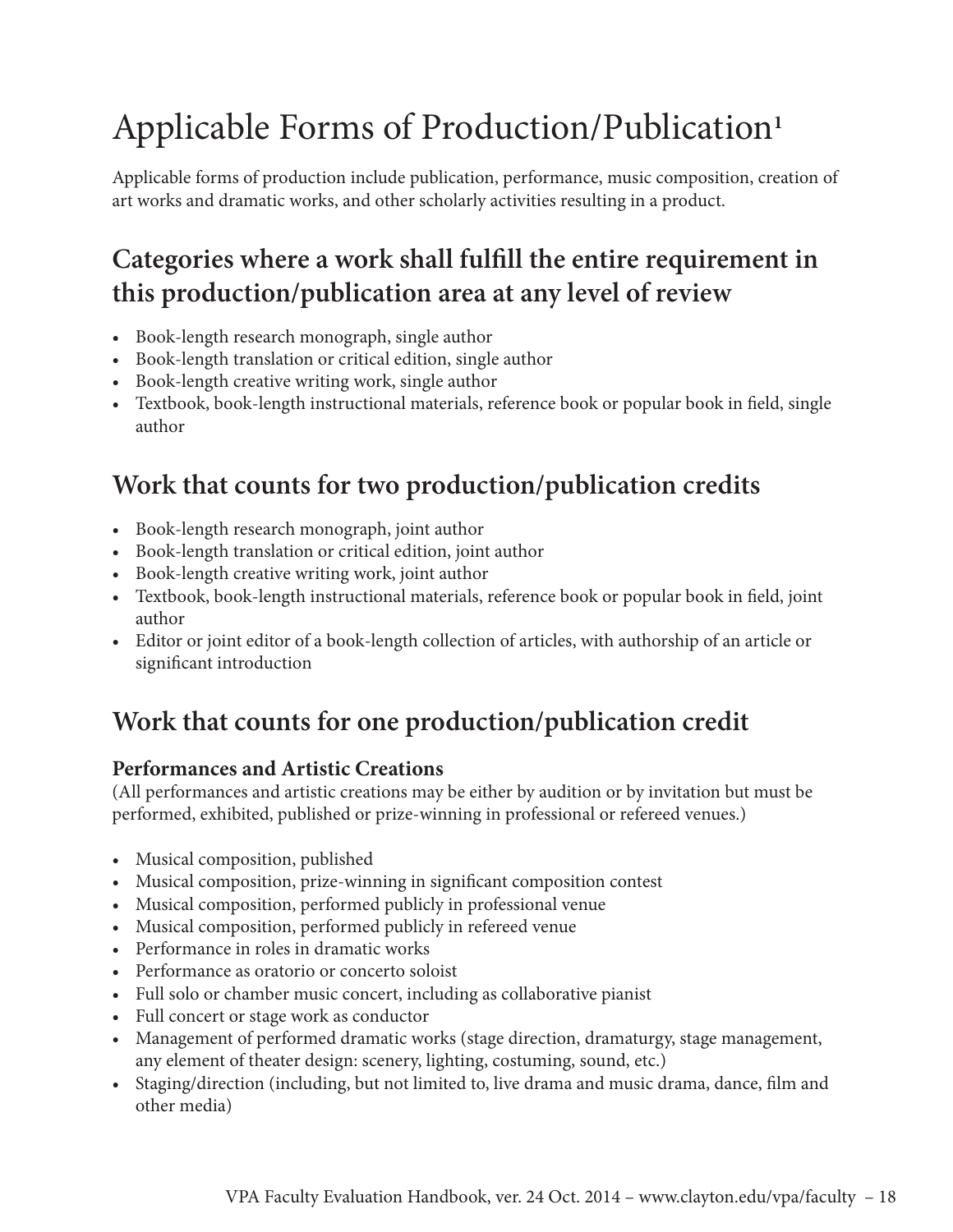# Applicable Forms of Production/Publication[1]

Applicable forms of production include publication, performance, music composition, creation of art works and dramatic works, and other scholarly activities resulting in a product.

## Categories where a work shall fulfill the entire requirement in this production/publication area at any level of review

- Book-length research monograph, single author
- Book-length translation or critical edition, single author
- Book-length creative writing work, single author
- Textbook, book-length instructional materials, reference book or popular book in field, single author

## Work that counts for two production/publication credits

- Book-length research monograph, joint author
- Book-length translation or critical edition, joint author
- Book-length creative writing work, joint author
- Textbook, book-length instructional materials, reference book or popular book in field, joint author
- Editor or joint editor of a book-length collection of articles, with authorship of an article or significant introduction

## Work that counts for one production/publication credit

### Performances and Artistic Creations

(All performances and artistic creations may be either by audition or by invitation but must be performed, exhibited, published or prize-winning in professional or refereed venues.)

- Musical composition, published
- Musical composition, prize-winning in significant composition contest
- Musical composition, performed publicly in professional venue
- Musical composition, performed publicly in refereed venue
- Performance in roles in dramatic works
- Performance as oratorio or concerto soloist
- Full solo or chamber music concert, including as collaborative pianist
- Full concert or stage work as conductor
- Management of performed dramatic works (stage direction, dramaturgy, stage management, any element of theater design: scenery, lighting, costuming, sound, etc.)
- Staging/direction (including, but not limited to, live drama and music drama, dance, film and other media)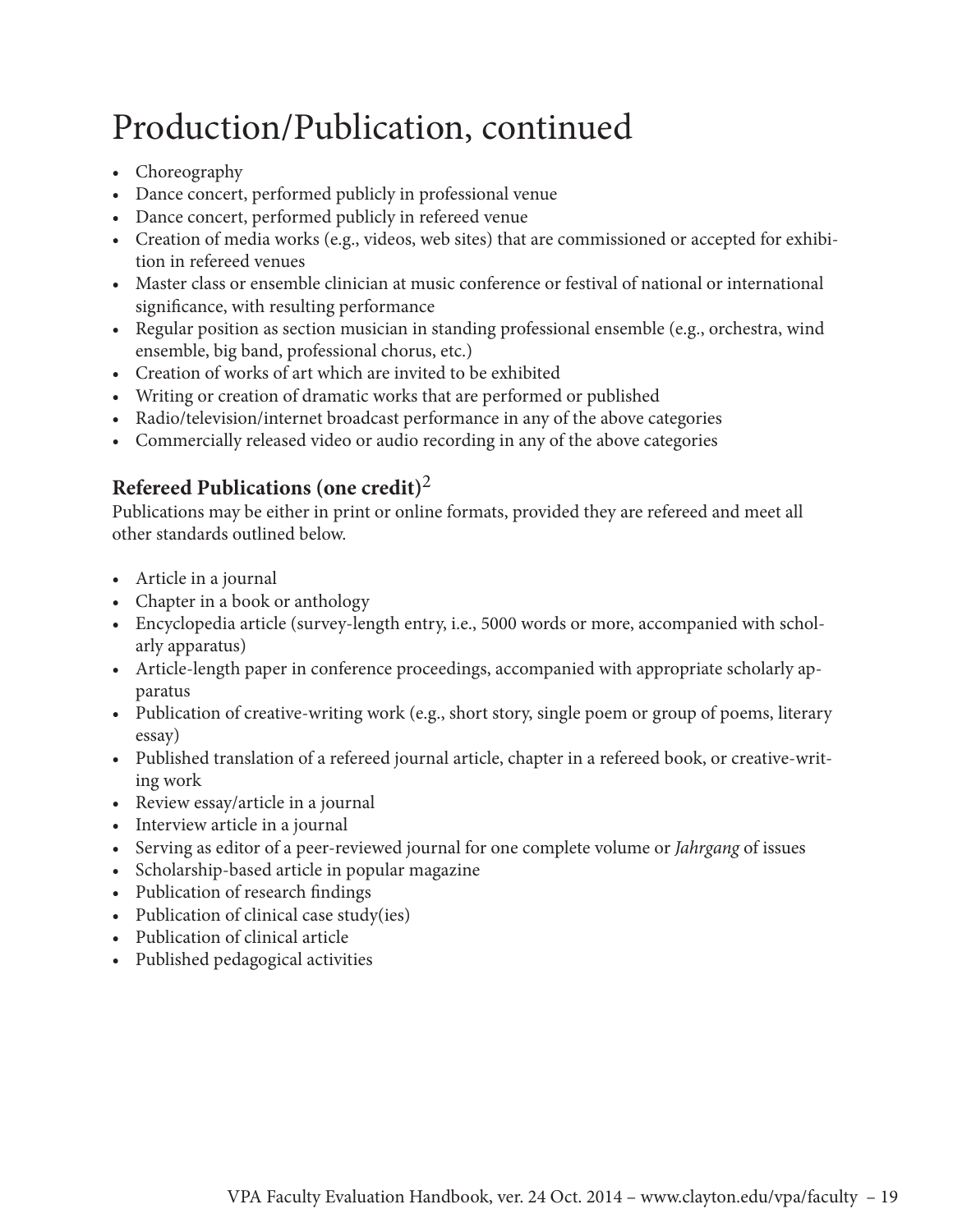# Production/Publication, continued

- Choreography
- Dance concert, performed publicly in professional venue
- Dance concert, performed publicly in refereed venue
- Creation of media works (e.g., videos, web sites) that are commissioned or accepted for exhibition in refereed venues
- Master class or ensemble clinician at music conference or festival of national or international significance, with resulting performance
- Regular position as section musician in standing professional ensemble (e.g., orchestra, wind ensemble, big band, professional chorus, etc.)
- Creation of works of art which are invited to be exhibited
- Writing or creation of dramatic works that are performed or published
- Radio/television/internet broadcast performance in any of the above categories
- Commercially released video or audio recording in any of the above categories

### Refereed Publications (one credit)[2]

Publications may be either in print or online formats, provided they are refereed and meet all other standards outlined below.

- Article in a journal
- Chapter in a book or anthology
- Encyclopedia article (survey-length entry, i.e., 5000 words or more, accompanied with scholarly apparatus)
- Article-length paper in conference proceedings, accompanied with appropriate scholarly apparatus
- Publication of creative-writing work (e.g., short story, single poem or group of poems, literary essay)
- Published translation of a refereed journal article, chapter in a refereed book, or creative-writing work
- Review essay/article in a journal
- Interview article in a journal
- Serving as editor of a peer-reviewed journal for one complete volume or *Jahrgang* of issues
- Scholarship-based article in popular magazine
- Publication of research findings
- Publication of clinical case study(ies)
- Publication of clinical article
- Published pedagogical activities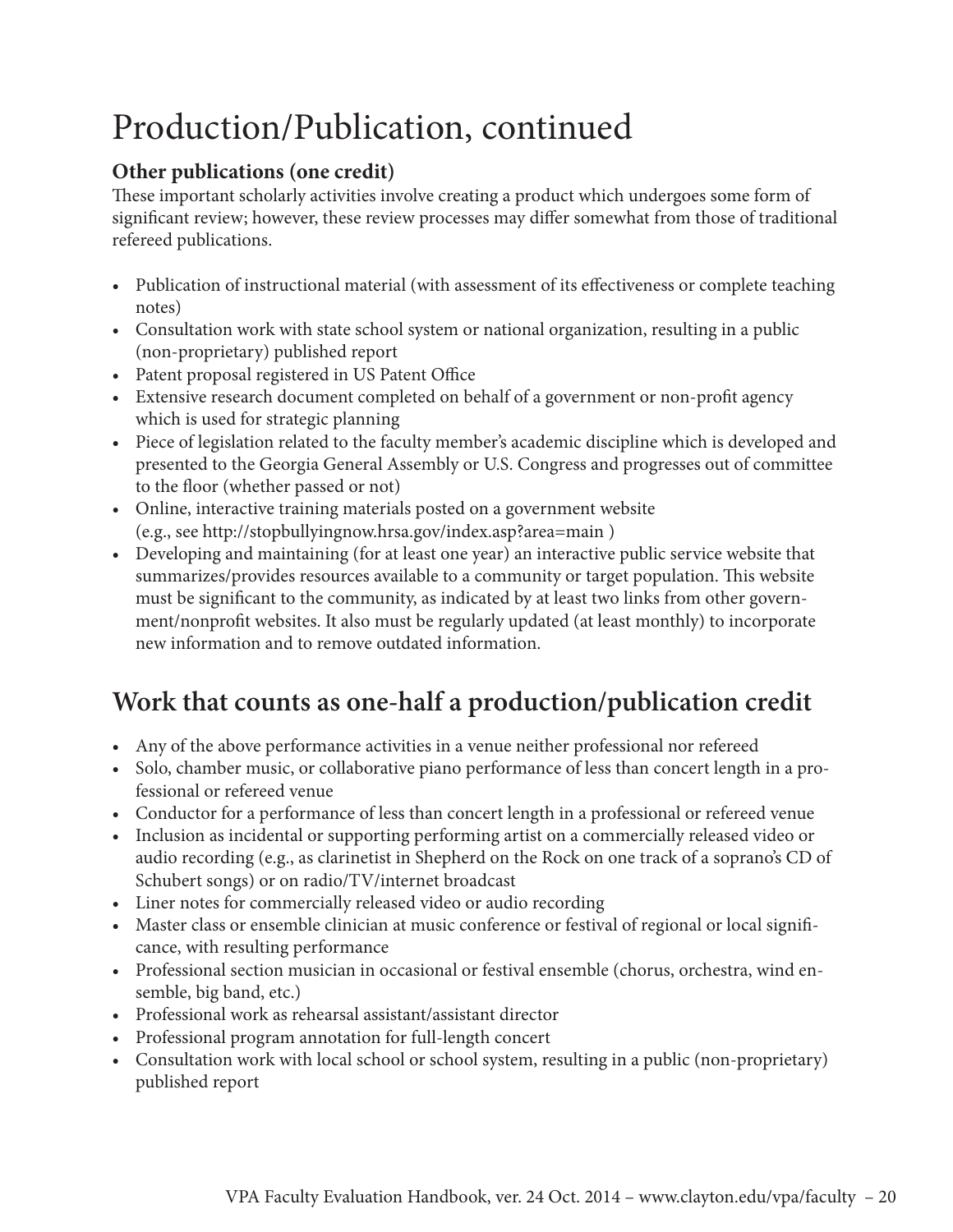# Production/Publication, continued

### Other publications (one credit)

These important scholarly activities involve creating a product which undergoes some form of significant review; however, these review processes may differ somewhat from those of traditional refereed publications.

- Publication of instructional material (with assessment of its effectiveness or complete teaching notes)
- Consultation work with state school system or national organization, resulting in a public (non-proprietary) published report
- Patent proposal registered in US Patent Office
- Extensive research document completed on behalf of a government or non-profit agency which is used for strategic planning
- Piece of legislation related to the faculty member's academic discipline which is developed and presented to the Georgia General Assembly or U.S. Congress and progresses out of committee to the floor (whether passed or not)
- Online, interactive training materials posted on a government website (e.g., see http://stopbullyingnow.hrsa.gov/index.asp?area=main )
- Developing and maintaining (for at least one year) an interactive public service website that summarizes/provides resources available to a community or target population. This website must be significant to the community, as indicated by at least two links from other government/nonprofit websites. It also must be regularly updated (at least monthly) to incorporate new information and to remove outdated information.

## Work that counts as one-half a production/publication credit

- Any of the above performance activities in a venue neither professional nor refereed
- Solo, chamber music, or collaborative piano performance of less than concert length in a professional or refereed venue
- Conductor for a performance of less than concert length in a professional or refereed venue
- Inclusion as incidental or supporting performing artist on a commercially released video or audio recording (e.g., as clarinetist in Shepherd on the Rock on one track of a soprano's CD of Schubert songs) or on radio/TV/internet broadcast
- Liner notes for commercially released video or audio recording
- Master class or ensemble clinician at music conference or festival of regional or local significance, with resulting performance
- Professional section musician in occasional or festival ensemble (chorus, orchestra, wind ensemble, big band, etc.)
- Professional work as rehearsal assistant/assistant director
- Professional program annotation for full-length concert
- Consultation work with local school or school system, resulting in a public (non-proprietary) published report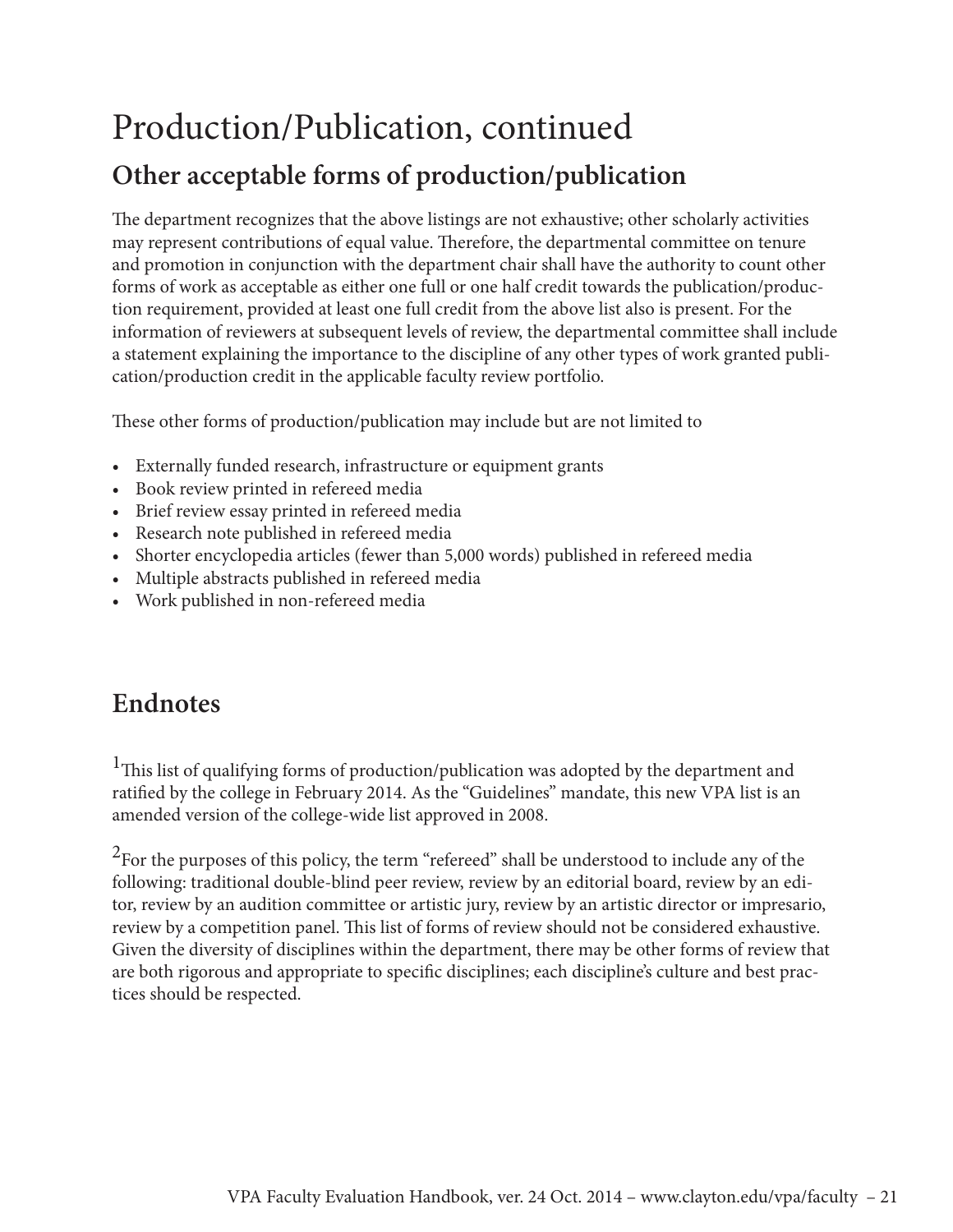# Production/Publication, continued

## Other acceptable forms of production/publication

The department recognizes that the above listings are not exhaustive; other scholarly activities may represent contributions of equal value. Therefore, the departmental committee on tenure and promotion in conjunction with the department chair shall have the authority to count other forms of work as acceptable as either one full or one half credit towards the publication/production requirement, provided at least one full credit from the above list also is present. For the information of reviewers at subsequent levels of review, the departmental committee shall include a statement explaining the importance to the discipline of any other types of work granted publication/production credit in the applicable faculty review portfolio.

These other forms of production/publication may include but are not limited to

- Externally funded research, infrastructure or equipment grants
- Book review printed in refereed media
- Brief review essay printed in refereed media
- Research note published in refereed media
- Shorter encyclopedia articles (fewer than 5,000 words) published in refereed media
- Multiple abstracts published in refereed media
- Work published in non-refereed media

## Endnotes

[1]This list of qualifying forms of production/publication was adopted by the department and ratified by the college in February 2014. As the "Guidelines" mandate, this new VPA list is an amended version of the college-wide list approved in 2008.

[2]For the purposes of this policy, the term "refereed" shall be understood to include any of the following: traditional double-blind peer review, review by an editorial board, review by an editor, review by an audition committee or artistic jury, review by an artistic director or impresario, review by a competition panel. This list of forms of review should not be considered exhaustive. Given the diversity of disciplines within the department, there may be other forms of review that are both rigorous and appropriate to specific disciplines; each discipline's culture and best practices should be respected.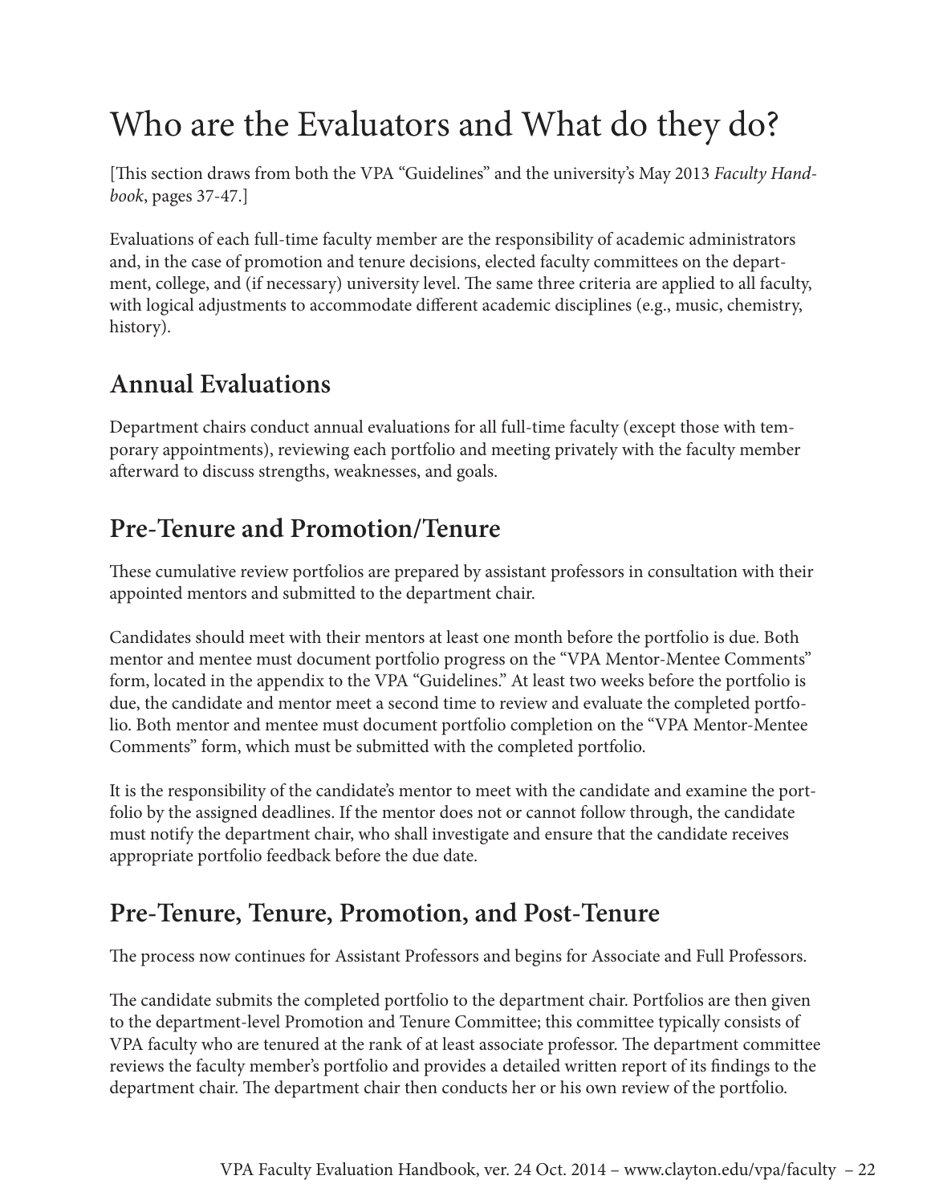# Who are the Evaluators and What do they do?

[This section draws from both the VPA "Guidelines" and the university's May 2013 *Faculty Handbook*, pages 37-47.]

Evaluations of each full-time faculty member are the responsibility of academic administrators and, in the case of promotion and tenure decisions, elected faculty committees on the department, college, and (if necessary) university level. The same three criteria are applied to all faculty, with logical adjustments to accommodate different academic disciplines (e.g., music, chemistry, history).

## Annual Evaluations

Department chairs conduct annual evaluations for all full-time faculty (except those with temporary appointments), reviewing each portfolio and meeting privately with the faculty member afterward to discuss strengths, weaknesses, and goals.

## Pre-Tenure and Promotion/Tenure

These cumulative review portfolios are prepared by assistant professors in consultation with their appointed mentors and submitted to the department chair.

Candidates should meet with their mentors at least one month before the portfolio is due. Both mentor and mentee must document portfolio progress on the "VPA Mentor-Mentee Comments" form, located in the appendix to the VPA "Guidelines." At least two weeks before the portfolio is due, the candidate and mentor meet a second time to review and evaluate the completed portfolio. Both mentor and mentee must document portfolio completion on the "VPA Mentor-Mentee Comments" form, which must be submitted with the completed portfolio.

It is the responsibility of the candidate's mentor to meet with the candidate and examine the portfolio by the assigned deadlines. If the mentor does not or cannot follow through, the candidate must notify the department chair, who shall investigate and ensure that the candidate receives appropriate portfolio feedback before the due date.

## Pre-Tenure, Tenure, Promotion, and Post-Tenure

The process now continues for Assistant Professors and begins for Associate and Full Professors.

The candidate submits the completed portfolio to the department chair. Portfolios are then given to the department-level Promotion and Tenure Committee; this committee typically consists of VPA faculty who are tenured at the rank of at least associate professor. The department committee reviews the faculty member's portfolio and provides a detailed written report of its findings to the department chair. The department chair then conducts her or his own review of the portfolio.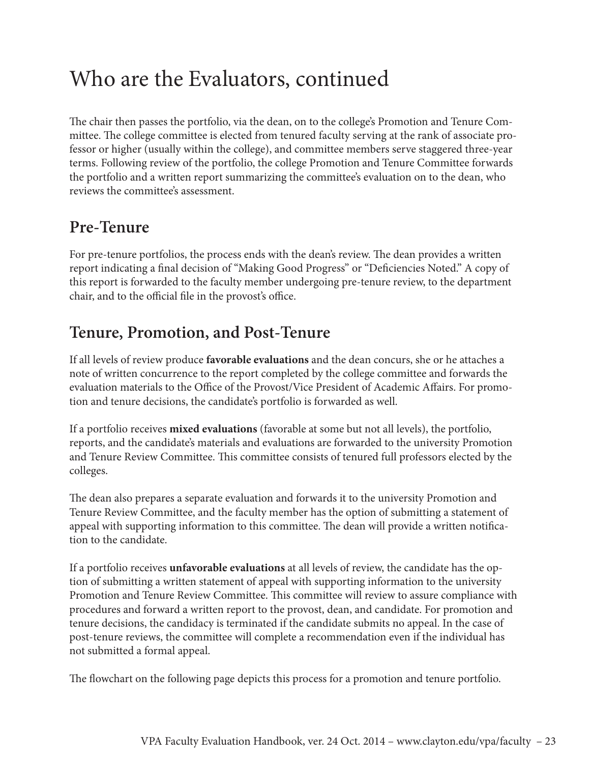# Who are the Evaluators, continued

The chair then passes the portfolio, via the dean, on to the college's Promotion and Tenure Committee. The college committee is elected from tenured faculty serving at the rank of associate professor or higher (usually within the college), and committee members serve staggered three-year terms. Following review of the portfolio, the college Promotion and Tenure Committee forwards the portfolio and a written report summarizing the committee's evaluation on to the dean, who reviews the committee's assessment.

## Pre-Tenure

For pre-tenure portfolios, the process ends with the dean's review. The dean provides a written report indicating a final decision of "Making Good Progress" or "Deficiencies Noted." A copy of this report is forwarded to the faculty member undergoing pre-tenure review, to the department chair, and to the official file in the provost's office.

## Tenure, Promotion, and Post-Tenure

If all levels of review produce **favorable evaluations** and the dean concurs, she or he attaches a note of written concurrence to the report completed by the college committee and forwards the evaluation materials to the Office of the Provost/Vice President of Academic Affairs. For promotion and tenure decisions, the candidate's portfolio is forwarded as well.

If a portfolio receives **mixed evaluations** (favorable at some but not all levels), the portfolio, reports, and the candidate's materials and evaluations are forwarded to the university Promotion and Tenure Review Committee. This committee consists of tenured full professors elected by the colleges.

The dean also prepares a separate evaluation and forwards it to the university Promotion and Tenure Review Committee, and the faculty member has the option of submitting a statement of appeal with supporting information to this committee. The dean will provide a written notification to the candidate.

If a portfolio receives **unfavorable evaluations** at all levels of review, the candidate has the option of submitting a written statement of appeal with supporting information to the university Promotion and Tenure Review Committee. This committee will review to assure compliance with procedures and forward a written report to the provost, dean, and candidate. For promotion and tenure decisions, the candidacy is terminated if the candidate submits no appeal. In the case of post-tenure reviews, the committee will complete a recommendation even if the individual has not submitted a formal appeal.

The flowchart on the following page depicts this process for a promotion and tenure portfolio.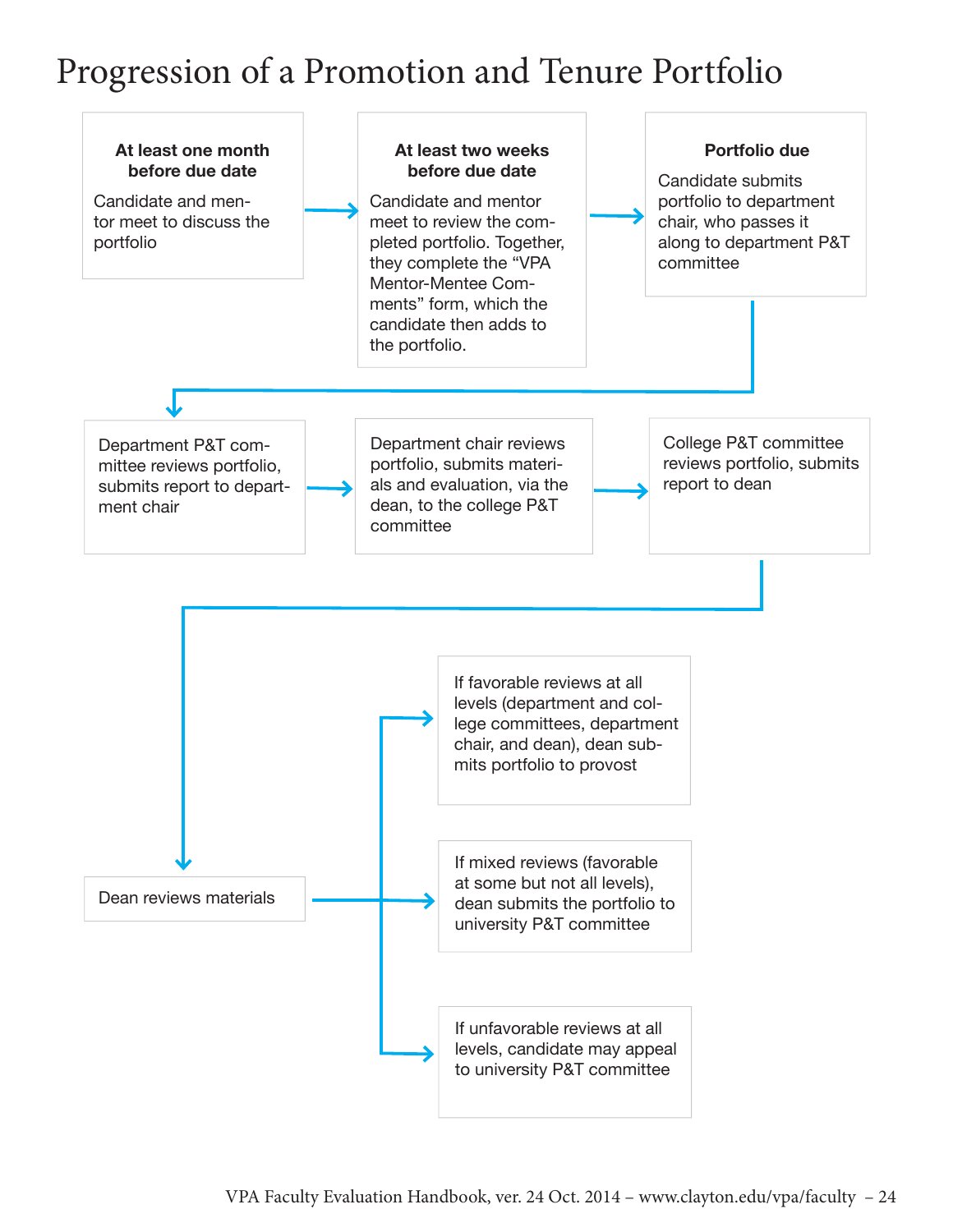# Progression of a Promotion and Tenure Portfolio

**At least one month before due date**

Candidate and mentor meet to discuss the portfolio

**At least two weeks before due date**

Candidate and mentor meet to review the completed portfolio. Together, they complete the "VPA Mentor-Mentee Comments" form, which the candidate then adds to the portfolio.

**Portfolio due**

Candidate submits portfolio to department chair, who passes it along to department P&T committee

Department P&T committee reviews portfolio, submits report to department chair

Department chair reviews portfolio, submits materials and evaluation, via the dean, to the college P&T committee

College P&T committee reviews portfolio, submits report to dean

Dean reviews materials

If favorable reviews at all levels (department and college committees, department chair, and dean), dean submits portfolio to provost

If mixed reviews (favorable at some but not all levels), dean submits the portfolio to university P&T committee

If unfavorable reviews at all levels, candidate may appeal to university P&T committee